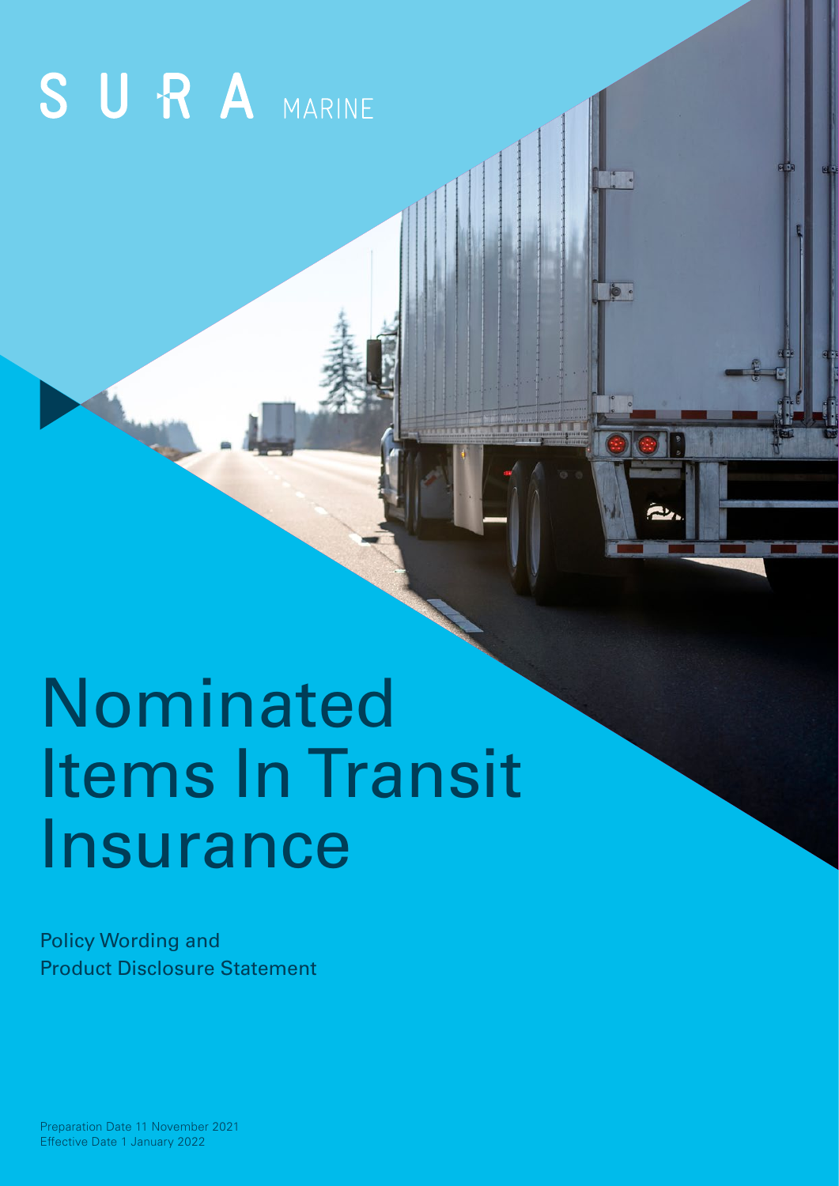SURA MARINE

# Nominated Items In Transit Insurance

Policy Wording and
Product Disclosure Statement

Preparation Date 11 November 2021
Effective Date 1 January 2022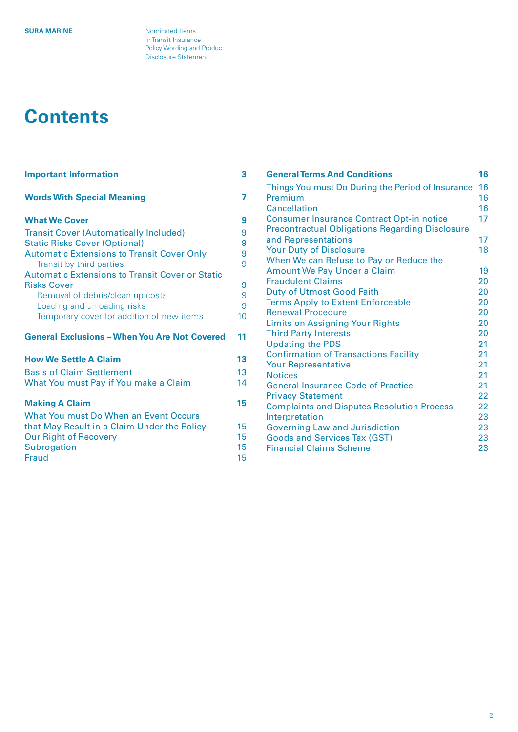# Contents

| | |
|---|---|
| **Important Information** | **3** |
| **Words With Special Meaning** | **7** |
| **What We Cover** | **9** |
| Transit Cover (Automatically Included) | 9 |
| Static Risks Cover (Optional) | 9 |
| Automatic Extensions to Transit Cover Only | 9 |
| Transit by third parties | 9 |
| Automatic Extensions to Transit Cover or Static Risks Cover | 9 |
| Removal of debris/clean up costs | 9 |
| Loading and unloading risks | 9 |
| Temporary cover for addition of new items | 10 |
| **General Exclusions – When You Are Not Covered** | **11** |
| **How We Settle A Claim** | **13** |
| Basis of Claim Settlement | 13 |
| What You must Pay if You make a Claim | 14 |
| **Making A Claim** | **15** |
| What You must Do When an Event Occurs that May Result in a Claim Under the Policy | 15 |
| Our Right of Recovery | 15 |
| Subrogation | 15 |
| Fraud | 15 |
| **General Terms And Conditions** | **16** |
| Things You must Do During the Period of Insurance | 16 |
| Premium | 16 |
| Cancellation | 16 |
| Consumer Insurance Contract Opt-in notice | 17 |
| Precontractual Obligations Regarding Disclosure and Representations | 17 |
| Your Duty of Disclosure | 18 |
| When We can Refuse to Pay or Reduce the Amount We Pay Under a Claim | 19 |
| Fraudulent Claims | 20 |
| Duty of Utmost Good Faith | 20 |
| Terms Apply to Extent Enforceable | 20 |
| Renewal Procedure | 20 |
| Limits on Assigning Your Rights | 20 |
| Third Party Interests | 20 |
| Updating the PDS | 21 |
| Confirmation of Transactions Facility | 21 |
| Your Representative | 21 |
| Notices | 21 |
| General Insurance Code of Practice | 21 |
| Privacy Statement | 22 |
| Complaints and Disputes Resolution Process | 22 |
| Interpretation | 23 |
| Governing Law and Jurisdiction | 23 |
| Goods and Services Tax (GST) | 23 |
| Financial Claims Scheme | 23 |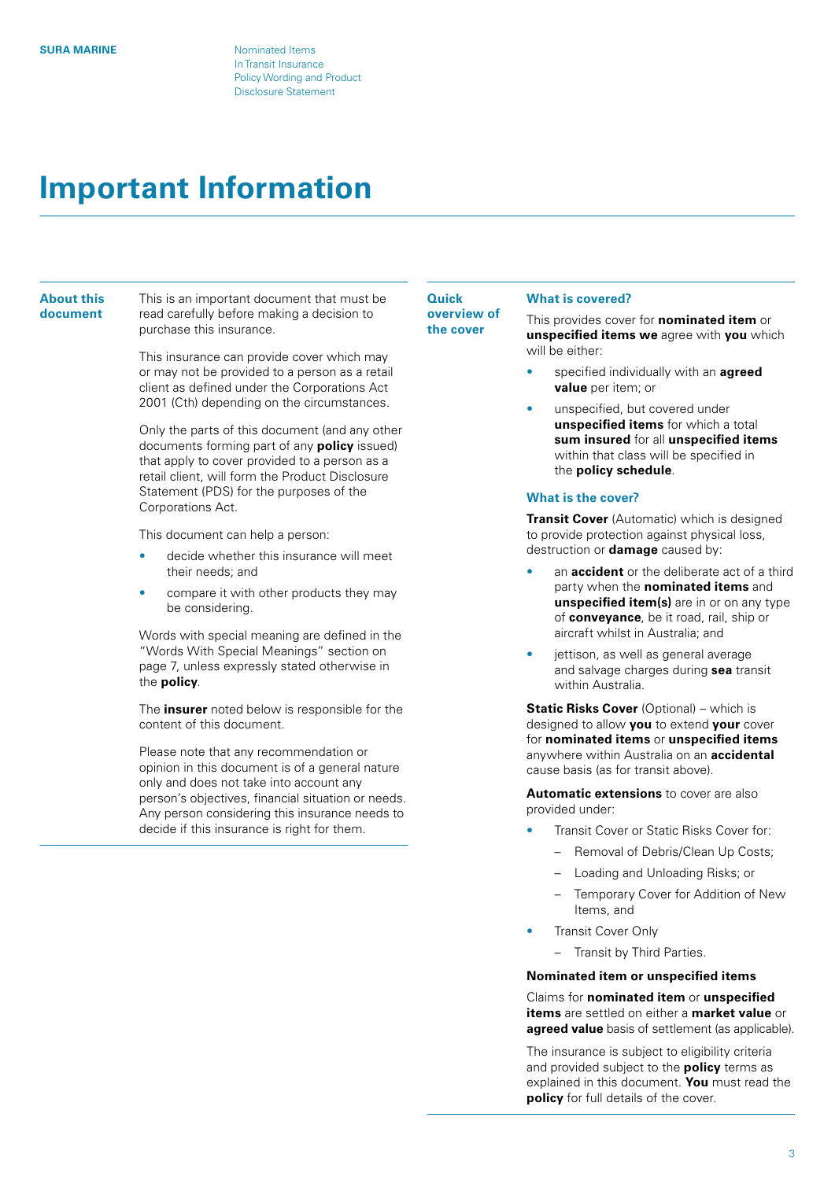# Important Information

## About this document

This is an important document that must be read carefully before making a decision to purchase this insurance.

This insurance can provide cover which may or may not be provided to a person as a retail client as defined under the Corporations Act 2001 (Cth) depending on the circumstances.

Only the parts of this document (and any other documents forming part of any **policy** issued) that apply to cover provided to a person as a retail client, will form the Product Disclosure Statement (PDS) for the purposes of the Corporations Act.

This document can help a person:

- decide whether this insurance will meet their needs; and
- compare it with other products they may be considering.

Words with special meaning are defined in the "Words With Special Meanings" section on page 7, unless expressly stated otherwise in the **policy**.

The **insurer** noted below is responsible for the content of this document.

Please note that any recommendation or opinion in this document is of a general nature only and does not take into account any person's objectives, financial situation or needs. Any person considering this insurance needs to decide if this insurance is right for them.

## Quick overview of the cover

### What is covered?

This provides cover for **nominated item** or **unspecified items we** agree with **you** which will be either:

- specified individually with an **agreed value** per item; or
- unspecified, but covered under **unspecified items** for which a total **sum insured** for all **unspecified items** within that class will be specified in the **policy schedule**.

### What is the cover?

**Transit Cover** (Automatic) which is designed to provide protection against physical loss, destruction or **damage** caused by:

- an **accident** or the deliberate act of a third party when the **nominated items** and **unspecified item(s)** are in or on any type of **conveyance**, be it road, rail, ship or aircraft whilst in Australia; and
- jettison, as well as general average and salvage charges during **sea** transit within Australia.

**Static Risks Cover** (Optional) – which is designed to allow **you** to extend **your** cover for **nominated items** or **unspecified items** anywhere within Australia on an **accidental** cause basis (as for transit above).

**Automatic extensions** to cover are also provided under:

- Transit Cover or Static Risks Cover for:
  - Removal of Debris/Clean Up Costs;
  - Loading and Unloading Risks; or
  - Temporary Cover for Addition of New Items, and
- Transit Cover Only
  - Transit by Third Parties.

**Nominated item or unspecified items**

Claims for **nominated item** or **unspecified items** are settled on either a **market value** or **agreed value** basis of settlement (as applicable).

The insurance is subject to eligibility criteria and provided subject to the **policy** terms as explained in this document. **You** must read the **policy** for full details of the cover.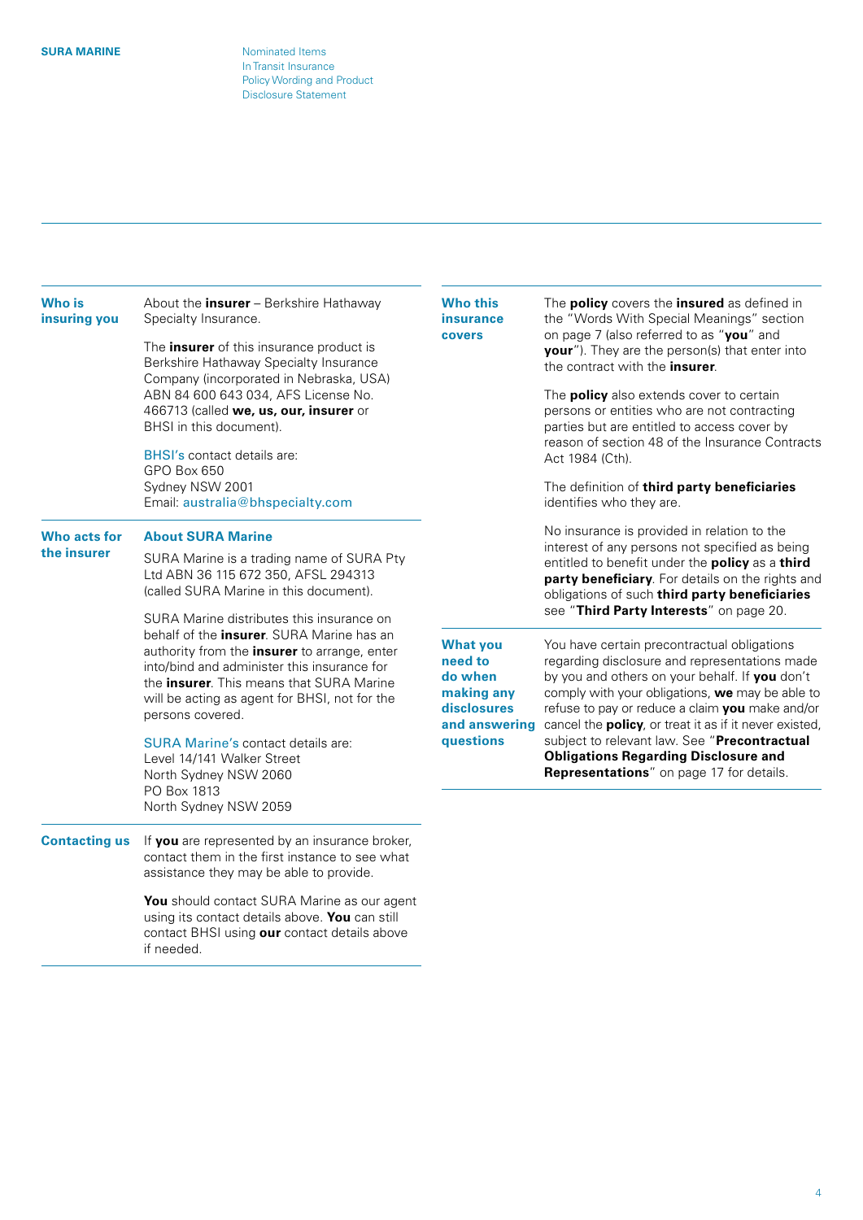## Who is insuring you

About the **insurer** – Berkshire Hathaway Specialty Insurance.

The **insurer** of this insurance product is Berkshire Hathaway Specialty Insurance Company (incorporated in Nebraska, USA) ABN 84 600 643 034, AFS License No. 466713 (called **we, us, our, insurer** or BHSI in this document).

BHSI's contact details are:
GPO Box 650
Sydney NSW 2001
Email: australia@bhspecialty.com

## Who acts for the insurer

**About SURA Marine**

SURA Marine is a trading name of SURA Pty Ltd ABN 36 115 672 350, AFSL 294313 (called SURA Marine in this document).

SURA Marine distributes this insurance on behalf of the **insurer**. SURA Marine has an authority from the **insurer** to arrange, enter into/bind and administer this insurance for the **insurer**. This means that SURA Marine will be acting as agent for BHSI, not for the persons covered.

SURA Marine's contact details are:
Level 14/141 Walker Street
North Sydney NSW 2060
PO Box 1813
North Sydney NSW 2059

## Contacting us

If **you** are represented by an insurance broker, contact them in the first instance to see what assistance they may be able to provide.

**You** should contact SURA Marine as our agent using its contact details above. **You** can still contact BHSI using **our** contact details above if needed.

## Who this insurance covers

The **policy** covers the **insured** as defined in the "Words With Special Meanings" section on page 7 (also referred to as "**you**" and **your**"). They are the person(s) that enter into the contract with the **insurer**.

The **policy** also extends cover to certain persons or entities who are not contracting parties but are entitled to access cover by reason of section 48 of the Insurance Contracts Act 1984 (Cth).

The definition of **third party beneficiaries** identifies who they are.

No insurance is provided in relation to the interest of any persons not specified as being entitled to benefit under the **policy** as a **third party beneficiary**. For details on the rights and obligations of such **third party beneficiaries** see "**Third Party Interests**" on page 20.

## What you need to do when making any disclosures and answering questions

You have certain precontractual obligations regarding disclosure and representations made by you and others on your behalf. If **you** don't comply with your obligations, **we** may be able to refuse to pay or reduce a claim **you** make and/or cancel the **policy**, or treat it as if it never existed, subject to relevant law. See "**Precontractual Obligations Regarding Disclosure and Representations**" on page 17 for details.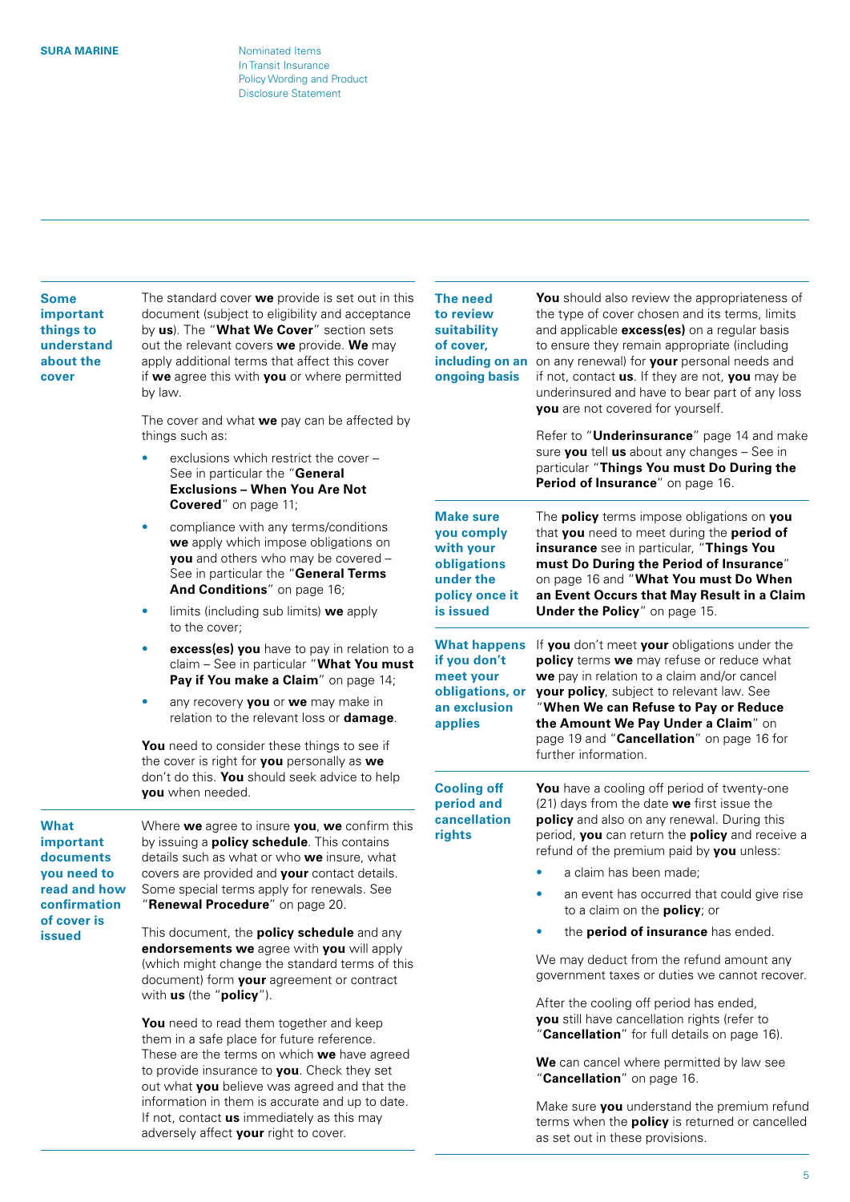## Some important things to understand about the cover

The standard cover **we** provide is set out in this document (subject to eligibility and acceptance by **us**). The "**What We Cover**" section sets out the relevant covers **we** provide. **We** may apply additional terms that affect this cover if **we** agree this with **you** or where permitted by law.

The cover and what **we** pay can be affected by things such as:

- exclusions which restrict the cover – See in particular the "**General Exclusions – When You Are Not Covered**" on page 11;
- compliance with any terms/conditions **we** apply which impose obligations on **you** and others who may be covered – See in particular the "**General Terms And Conditions**" on page 16;
- limits (including sub limits) **we** apply to the cover;
- **excess(es) you** have to pay in relation to a claim – See in particular "**What You must Pay if You make a Claim**" on page 14;
- any recovery **you** or **we** may make in relation to the relevant loss or **damage**.

**You** need to consider these things to see if the cover is right for **you** personally as **we** don't do this. **You** should seek advice to help **you** when needed.

## What important documents you need to read and how confirmation of cover is issued

Where **we** agree to insure **you**, **we** confirm this by issuing a **policy schedule**. This contains details such as what or who **we** insure, what covers are provided and **your** contact details. Some special terms apply for renewals. See "**Renewal Procedure**" on page 20.

This document, the **policy schedule** and any **endorsements we** agree with **you** will apply (which might change the standard terms of this document) form **your** agreement or contract with **us** (the "**policy**").

**You** need to read them together and keep them in a safe place for future reference. These are the terms on which **we** have agreed to provide insurance to **you**. Check they set out what **you** believe was agreed and that the information in them is accurate and up to date. If not, contact **us** immediately as this may adversely affect **your** right to cover.

## The need to review suitability of cover, including on an ongoing basis

**You** should also review the appropriateness of the type of cover chosen and its terms, limits and applicable **excess(es)** on a regular basis to ensure they remain appropriate (including on any renewal) for **your** personal needs and if not, contact **us**. If they are not, **you** may be underinsured and have to bear part of any loss **you** are not covered for yourself.

Refer to "**Underinsurance**" page 14 and make sure **you** tell **us** about any changes – See in particular "**Things You must Do During the Period of Insurance**" on page 16.

## Make sure you comply with your obligations under the policy once it is issued

The **policy** terms impose obligations on **you** that **you** need to meet during the **period of insurance** see in particular, "**Things You must Do During the Period of Insurance**" on page 16 and "**What You must Do When an Event Occurs that May Result in a Claim Under the Policy**" on page 15.

## What happens if you don't meet your obligations, or an exclusion applies

If **you** don't meet **your** obligations under the **policy** terms **we** may refuse or reduce what **we** pay in relation to a claim and/or cancel **your policy**, subject to relevant law. See "**When We can Refuse to Pay or Reduce the Amount We Pay Under a Claim**" on page 19 and "**Cancellation**" on page 16 for further information.

## Cooling off period and cancellation rights

**You** have a cooling off period of twenty-one (21) days from the date **we** first issue the **policy** and also on any renewal. During this period, **you** can return the **policy** and receive a refund of the premium paid by **you** unless:

- a claim has been made;
- an event has occurred that could give rise to a claim on the **policy**; or
- the **period of insurance** has ended.

We may deduct from the refund amount any government taxes or duties we cannot recover.

After the cooling off period has ended, **you** still have cancellation rights (refer to "**Cancellation**" for full details on page 16).

**We** can cancel where permitted by law see "**Cancellation**" on page 16.

Make sure **you** understand the premium refund terms when the **policy** is returned or cancelled as set out in these provisions.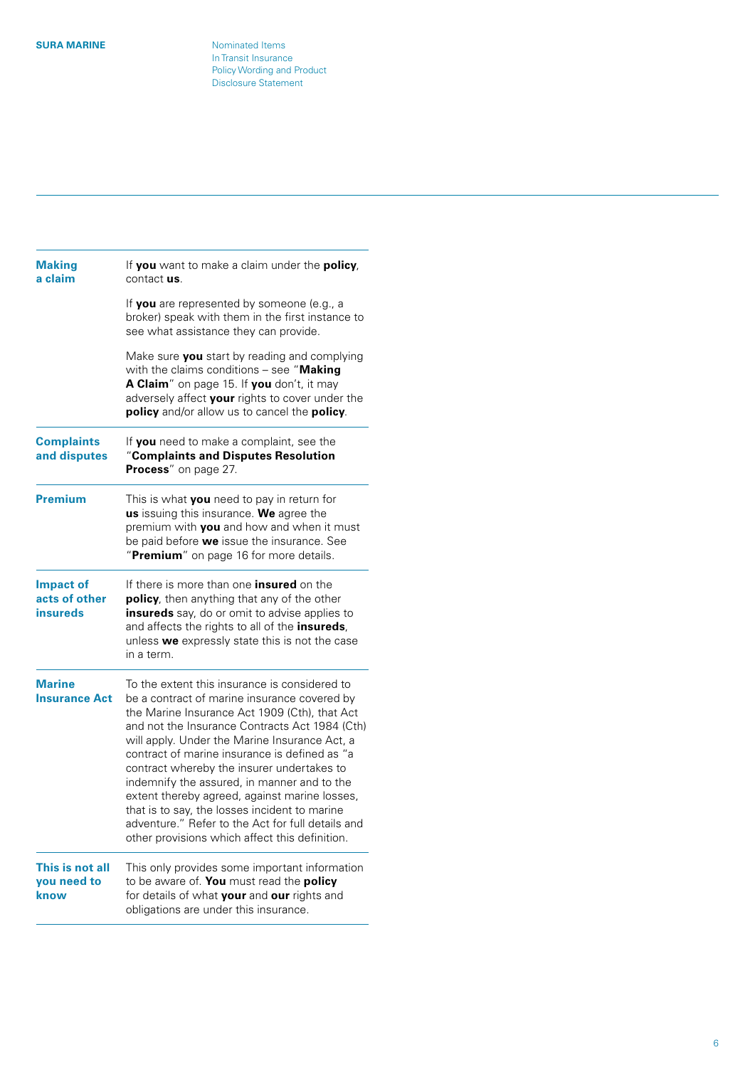| | |
|---|---|
| **Making a claim** | If **you** want to make a claim under the **policy**, contact **us**.<br><br>If **you** are represented by someone (e.g., a broker) speak with them in the first instance to see what assistance they can provide.<br><br>Make sure **you** start by reading and complying with the claims conditions – see "**Making A Claim**" on page 15. If **you** don't, it may adversely affect **your** rights to cover under the **policy** and/or allow us to cancel the **policy**. |
| **Complaints and disputes** | If **you** need to make a complaint, see the "**Complaints and Disputes Resolution Process**" on page 27. |
| **Premium** | This is what **you** need to pay in return for **us** issuing this insurance. **We** agree the premium with **you** and how and when it must be paid before **we** issue the insurance. See "**Premium**" on page 16 for more details. |
| **Impact of acts of other insureds** | If there is more than one **insured** on the **policy**, then anything that any of the other **insureds** say, do or omit to advise applies to and affects the rights to all of the **insureds**, unless **we** expressly state this is not the case in a term. |
| **Marine Insurance Act** | To the extent this insurance is considered to be a contract of marine insurance covered by the Marine Insurance Act 1909 (Cth), that Act and not the Insurance Contracts Act 1984 (Cth) will apply. Under the Marine Insurance Act, a contract of marine insurance is defined as "a contract whereby the insurer undertakes to indemnify the assured, in manner and to the extent thereby agreed, against marine losses, that is to say, the losses incident to marine adventure." Refer to the Act for full details and other provisions which affect this definition. |
| **This is not all you need to know** | This only provides some important information to be aware of. **You** must read the **policy** for details of what **your** and **our** rights and obligations are under this insurance. |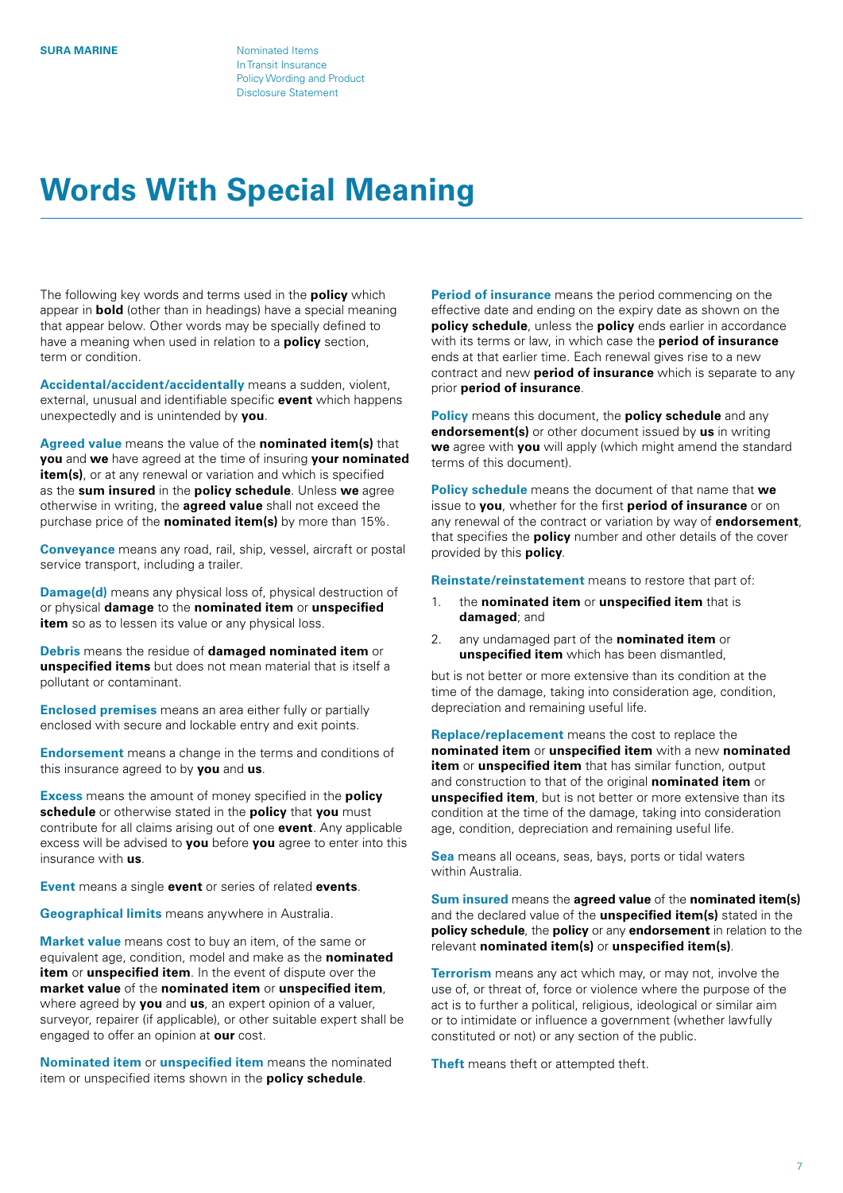# Words With Special Meaning

The following key words and terms used in the **policy** which appear in **bold** (other than in headings) have a special meaning that appear below. Other words may be specially defined to have a meaning when used in relation to a **policy** section, term or condition.

**Accidental/accident/accidentally** means a sudden, violent, external, unusual and identifiable specific **event** which happens unexpectedly and is unintended by **you**.

**Agreed value** means the value of the **nominated item(s)** that **you** and **we** have agreed at the time of insuring **your nominated item(s)**, or at any renewal or variation and which is specified as the **sum insured** in the **policy schedule**. Unless **we** agree otherwise in writing, the **agreed value** shall not exceed the purchase price of the **nominated item(s)** by more than 15%.

**Conveyance** means any road, rail, ship, vessel, aircraft or postal service transport, including a trailer.

**Damage(d)** means any physical loss of, physical destruction of or physical **damage** to the **nominated item** or **unspecified item** so as to lessen its value or any physical loss.

**Debris** means the residue of **damaged nominated item** or **unspecified items** but does not mean material that is itself a pollutant or contaminant.

**Enclosed premises** means an area either fully or partially enclosed with secure and lockable entry and exit points.

**Endorsement** means a change in the terms and conditions of this insurance agreed to by **you** and **us**.

**Excess** means the amount of money specified in the **policy schedule** or otherwise stated in the **policy** that **you** must contribute for all claims arising out of one **event**. Any applicable excess will be advised to **you** before **you** agree to enter into this insurance with **us**.

**Event** means a single **event** or series of related **events**.

**Geographical limits** means anywhere in Australia.

**Market value** means cost to buy an item, of the same or equivalent age, condition, model and make as the **nominated item** or **unspecified item**. In the event of dispute over the **market value** of the **nominated item** or **unspecified item**, where agreed by **you** and **us**, an expert opinion of a valuer, surveyor, repairer (if applicable), or other suitable expert shall be engaged to offer an opinion at **our** cost.

**Nominated item** or **unspecified item** means the nominated item or unspecified items shown in the **policy schedule**.

**Period of insurance** means the period commencing on the effective date and ending on the expiry date as shown on the **policy schedule**, unless the **policy** ends earlier in accordance with its terms or law, in which case the **period of insurance** ends at that earlier time. Each renewal gives rise to a new contract and new **period of insurance** which is separate to any prior **period of insurance**.

**Policy** means this document, the **policy schedule** and any **endorsement(s)** or other document issued by **us** in writing **we** agree with **you** will apply (which might amend the standard terms of this document).

**Policy schedule** means the document of that name that **we** issue to **you**, whether for the first **period of insurance** or on any renewal of the contract or variation by way of **endorsement**, that specifies the **policy** number and other details of the cover provided by this **policy**.

**Reinstate/reinstatement** means to restore that part of:

1. the **nominated item** or **unspecified item** that is **damaged**; and
2. any undamaged part of the **nominated item** or **unspecified item** which has been dismantled,

but is not better or more extensive than its condition at the time of the damage, taking into consideration age, condition, depreciation and remaining useful life.

**Replace/replacement** means the cost to replace the **nominated item** or **unspecified item** with a new **nominated item** or **unspecified item** that has similar function, output and construction to that of the original **nominated item** or **unspecified item**, but is not better or more extensive than its condition at the time of the damage, taking into consideration age, condition, depreciation and remaining useful life.

**Sea** means all oceans, seas, bays, ports or tidal waters within Australia.

**Sum insured** means the **agreed value** of the **nominated item(s)** and the declared value of the **unspecified item(s)** stated in the **policy schedule**, the **policy** or any **endorsement** in relation to the relevant **nominated item(s)** or **unspecified item(s)**.

**Terrorism** means any act which may, or may not, involve the use of, or threat of, force or violence where the purpose of the act is to further a political, religious, ideological or similar aim or to intimidate or influence a government (whether lawfully constituted or not) or any section of the public.

**Theft** means theft or attempted theft.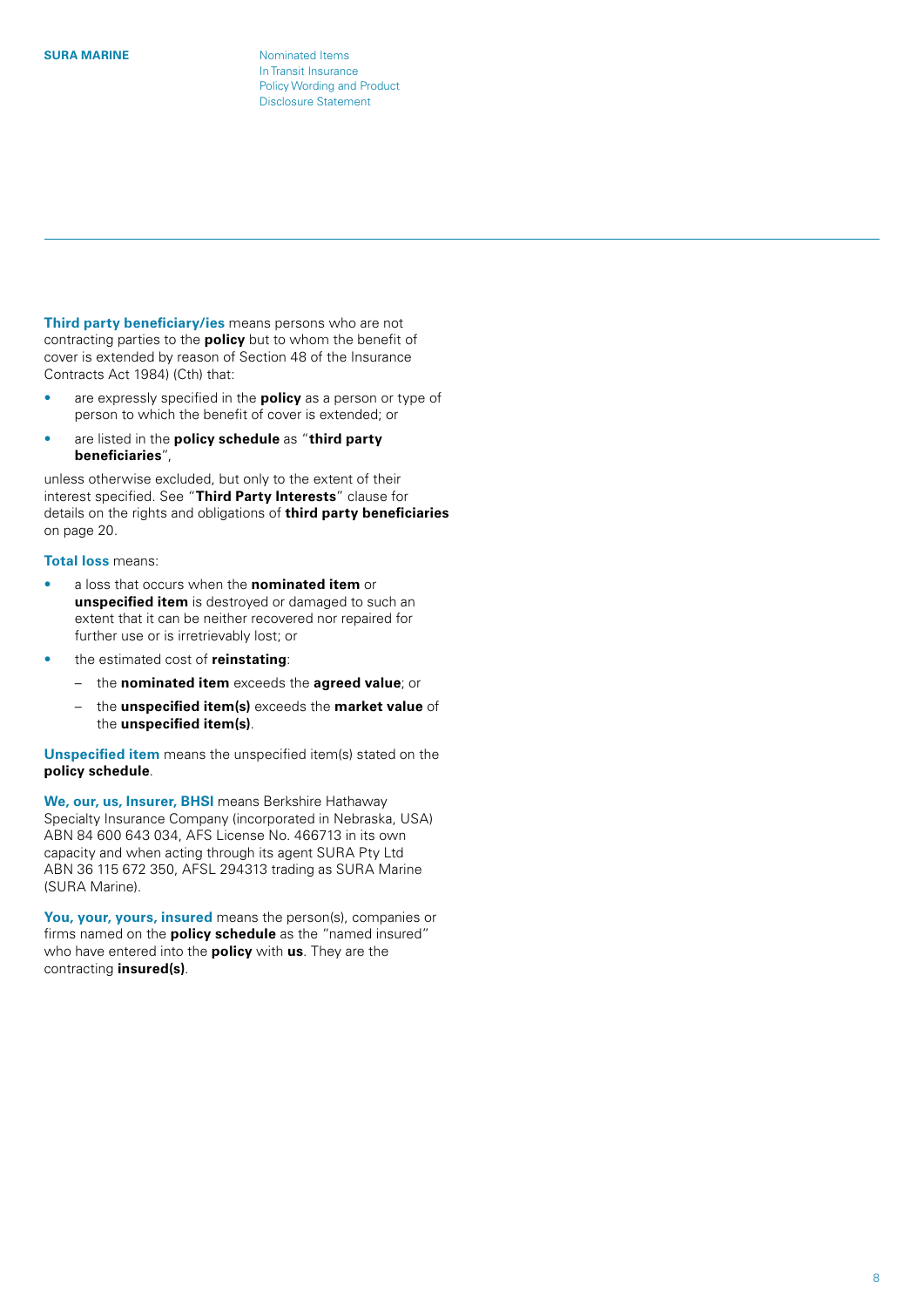**Third party beneficiary/ies** means persons who are not contracting parties to the **policy** but to whom the benefit of cover is extended by reason of Section 48 of the Insurance Contracts Act 1984) (Cth) that:

- are expressly specified in the **policy** as a person or type of person to which the benefit of cover is extended; or
- are listed in the **policy schedule** as "**third party beneficiaries**",

unless otherwise excluded, but only to the extent of their interest specified. See "**Third Party Interests**" clause for details on the rights and obligations of **third party beneficiaries** on page 20.

**Total loss** means:

- a loss that occurs when the **nominated item** or **unspecified item** is destroyed or damaged to such an extent that it can be neither recovered nor repaired for further use or is irretrievably lost; or
- the estimated cost of **reinstating**:
  - the **nominated item** exceeds the **agreed value**; or
  - the **unspecified item(s)** exceeds the **market value** of the **unspecified item(s)**.

**Unspecified item** means the unspecified item(s) stated on the **policy schedule**.

**We, our, us, Insurer, BHSI** means Berkshire Hathaway Specialty Insurance Company (incorporated in Nebraska, USA) ABN 84 600 643 034, AFS License No. 466713 in its own capacity and when acting through its agent SURA Pty Ltd ABN 36 115 672 350, AFSL 294313 trading as SURA Marine (SURA Marine).

**You, your, yours, insured** means the person(s), companies or firms named on the **policy schedule** as the "named insured" who have entered into the **policy** with **us**. They are the contracting **insured(s)**.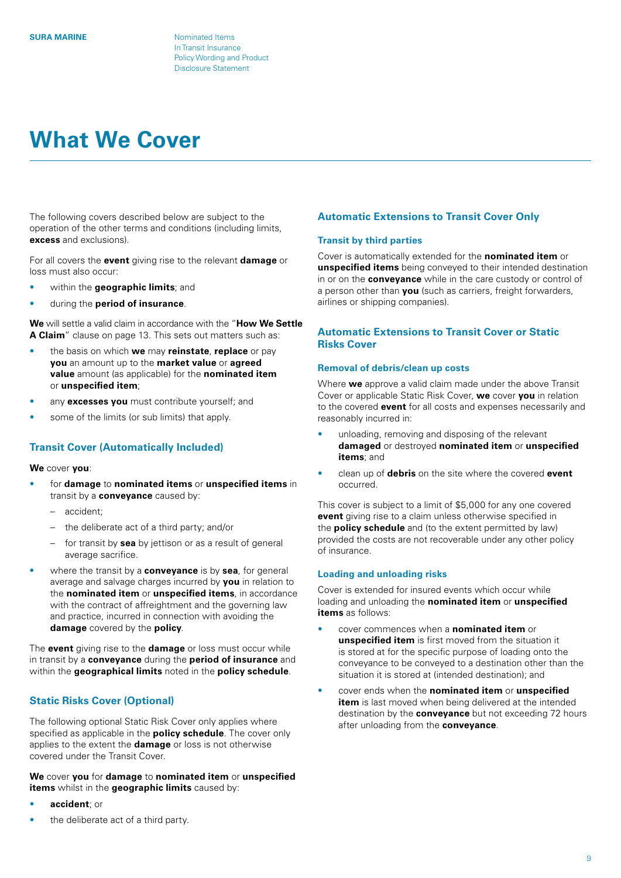# What We Cover

The following covers described below are subject to the operation of the other terms and conditions (including limits, **excess** and exclusions).

For all covers the **event** giving rise to the relevant **damage** or loss must also occur:

- within the **geographic limits**; and
- during the **period of insurance**.

**We** will settle a valid claim in accordance with the "**How We Settle A Claim**" clause on page 13. This sets out matters such as:

- the basis on which **we** may **reinstate**, **replace** or pay **you** an amount up to the **market value** or **agreed value** amount (as applicable) for the **nominated item** or **unspecified item**;
- any **excesses you** must contribute yourself; and
- some of the limits (or sub limits) that apply.

## Transit Cover (Automatically Included)

**We** cover **you**:

- for **damage** to **nominated items** or **unspecified items** in transit by a **conveyance** caused by:
  - accident;
  - the deliberate act of a third party; and/or
  - for transit by **sea** by jettison or as a result of general average sacrifice.
- where the transit by a **conveyance** is by **sea**, for general average and salvage charges incurred by **you** in relation to the **nominated item** or **unspecified items**, in accordance with the contract of affreightment and the governing law and practice, incurred in connection with avoiding the **damage** covered by the **policy**.

The **event** giving rise to the **damage** or loss must occur while in transit by a **conveyance** during the **period of insurance** and within the **geographical limits** noted in the **policy schedule**.

## Static Risks Cover (Optional)

The following optional Static Risk Cover only applies where specified as applicable in the **policy schedule**. The cover only applies to the extent the **damage** or loss is not otherwise covered under the Transit Cover.

**We** cover **you** for **damage** to **nominated item** or **unspecified items** whilst in the **geographic limits** caused by:

- **accident**; or
- the deliberate act of a third party.

## Automatic Extensions to Transit Cover Only

### Transit by third parties

Cover is automatically extended for the **nominated item** or **unspecified items** being conveyed to their intended destination in or on the **conveyance** while in the care custody or control of a person other than **you** (such as carriers, freight forwarders, airlines or shipping companies).

## Automatic Extensions to Transit Cover or Static Risks Cover

### Removal of debris/clean up costs

Where **we** approve a valid claim made under the above Transit Cover or applicable Static Risk Cover, **we** cover **you** in relation to the covered **event** for all costs and expenses necessarily and reasonably incurred in:

- unloading, removing and disposing of the relevant **damaged** or destroyed **nominated item** or **unspecified items**; and
- clean up of **debris** on the site where the covered **event** occurred.

This cover is subject to a limit of $5,000 for any one covered **event** giving rise to a claim unless otherwise specified in the **policy schedule** and (to the extent permitted by law) provided the costs are not recoverable under any other policy of insurance.

### Loading and unloading risks

Cover is extended for insured events which occur while loading and unloading the **nominated item** or **unspecified items** as follows:

- cover commences when a **nominated item** or **unspecified item** is first moved from the situation it is stored at for the specific purpose of loading onto the conveyance to be conveyed to a destination other than the situation it is stored at (intended destination); and
- cover ends when the **nominated item** or **unspecified item** is last moved when being delivered at the intended destination by the **conveyance** but not exceeding 72 hours after unloading from the **conveyance**.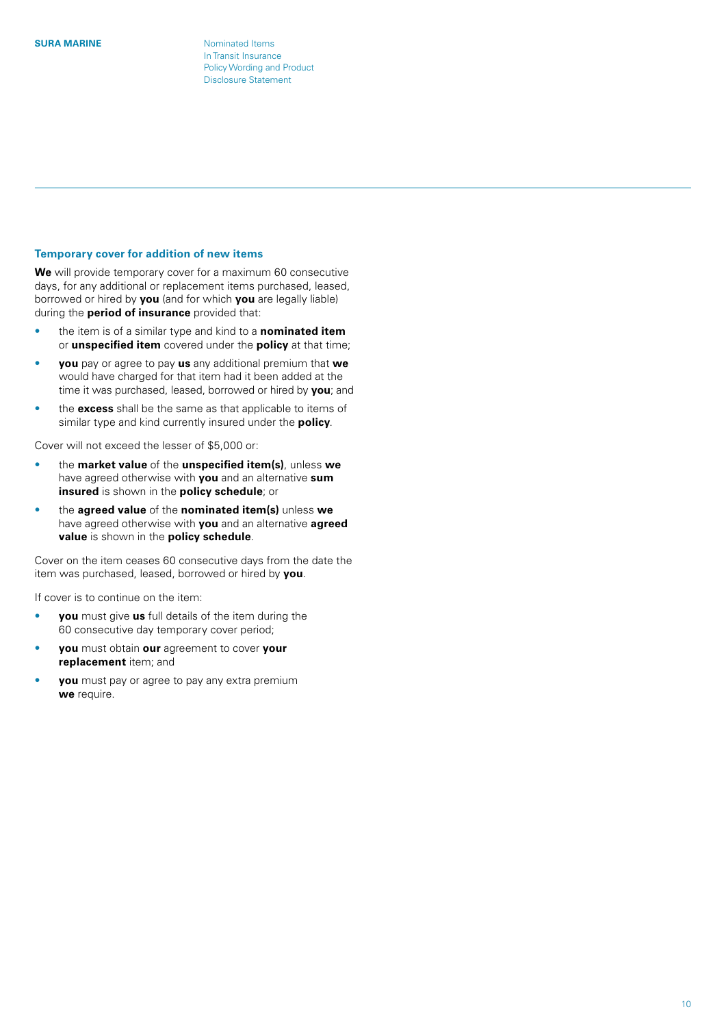### Temporary cover for addition of new items

**We** will provide temporary cover for a maximum 60 consecutive days, for any additional or replacement items purchased, leased, borrowed or hired by **you** (and for which **you** are legally liable) during the **period of insurance** provided that:

- the item is of a similar type and kind to a **nominated item** or **unspecified item** covered under the **policy** at that time;
- **you** pay or agree to pay **us** any additional premium that **we** would have charged for that item had it been added at the time it was purchased, leased, borrowed or hired by **you**; and
- the **excess** shall be the same as that applicable to items of similar type and kind currently insured under the **policy**.

Cover will not exceed the lesser of $5,000 or:

- the **market value** of the **unspecified item(s)**, unless **we** have agreed otherwise with **you** and an alternative **sum insured** is shown in the **policy schedule**; or
- the **agreed value** of the **nominated item(s)** unless **we** have agreed otherwise with **you** and an alternative **agreed value** is shown in the **policy schedule**.

Cover on the item ceases 60 consecutive days from the date the item was purchased, leased, borrowed or hired by **you**.

If cover is to continue on the item:

- **you** must give **us** full details of the item during the 60 consecutive day temporary cover period;
- **you** must obtain **our** agreement to cover **your replacement** item; and
- **you** must pay or agree to pay any extra premium **we** require.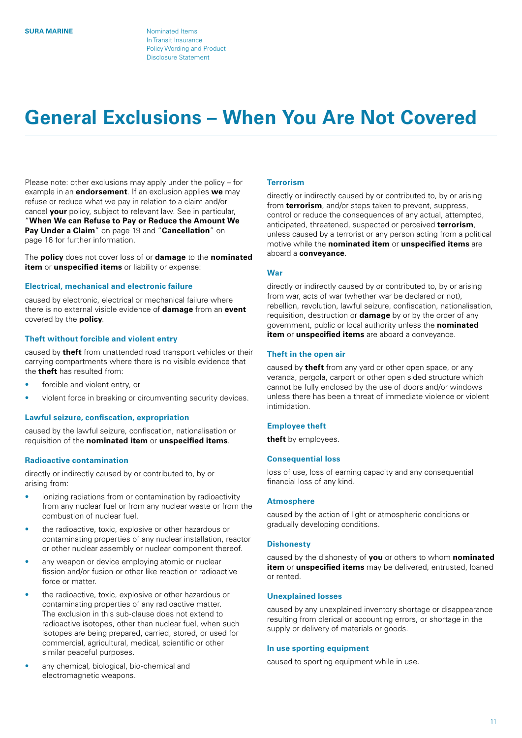# General Exclusions – When You Are Not Covered

Please note: other exclusions may apply under the policy – for example in an **endorsement**. If an exclusion applies **we** may refuse or reduce what we pay in relation to a claim and/or cancel **your** policy, subject to relevant law. See in particular, "**When We can Refuse to Pay or Reduce the Amount We Pay Under a Claim**" on page 19 and "**Cancellation**" on page 16 for further information.

The **policy** does not cover loss of or **damage** to the **nominated item** or **unspecified items** or liability or expense:

### Electrical, mechanical and electronic failure

caused by electronic, electrical or mechanical failure where there is no external visible evidence of **damage** from an **event** covered by the **policy**.

### Theft without forcible and violent entry

caused by **theft** from unattended road transport vehicles or their carrying compartments where there is no visible evidence that the **theft** has resulted from:

- forcible and violent entry, or
- violent force in breaking or circumventing security devices.

### Lawful seizure, confiscation, expropriation

caused by the lawful seizure, confiscation, nationalisation or requisition of the **nominated item** or **unspecified items**.

### Radioactive contamination

directly or indirectly caused by or contributed to, by or arising from:

- ionizing radiations from or contamination by radioactivity from any nuclear fuel or from any nuclear waste or from the combustion of nuclear fuel.
- the radioactive, toxic, explosive or other hazardous or contaminating properties of any nuclear installation, reactor or other nuclear assembly or nuclear component thereof.
- any weapon or device employing atomic or nuclear fission and/or fusion or other like reaction or radioactive force or matter.
- the radioactive, toxic, explosive or other hazardous or contaminating properties of any radioactive matter. The exclusion in this sub-clause does not extend to radioactive isotopes, other than nuclear fuel, when such isotopes are being prepared, carried, stored, or used for commercial, agricultural, medical, scientific or other similar peaceful purposes.
- any chemical, biological, bio-chemical and electromagnetic weapons.

### Terrorism

directly or indirectly caused by or contributed to, by or arising from **terrorism**, and/or steps taken to prevent, suppress, control or reduce the consequences of any actual, attempted, anticipated, threatened, suspected or perceived **terrorism**, unless caused by a terrorist or any person acting from a political motive while the **nominated item** or **unspecified items** are aboard a **conveyance**.

### War

directly or indirectly caused by or contributed to, by or arising from war, acts of war (whether war be declared or not), rebellion, revolution, lawful seizure, confiscation, nationalisation, requisition, destruction or **damage** by or by the order of any government, public or local authority unless the **nominated item** or **unspecified items** are aboard a conveyance.

### Theft in the open air

caused by **theft** from any yard or other open space, or any veranda, pergola, carport or other open sided structure which cannot be fully enclosed by the use of doors and/or windows unless there has been a threat of immediate violence or violent intimidation.

### Employee theft

**theft** by employees.

### Consequential loss

loss of use, loss of earning capacity and any consequential financial loss of any kind.

### Atmosphere

caused by the action of light or atmospheric conditions or gradually developing conditions.

### Dishonesty

caused by the dishonesty of **you** or others to whom **nominated item** or **unspecified items** may be delivered, entrusted, loaned or rented.

### Unexplained losses

caused by any unexplained inventory shortage or disappearance resulting from clerical or accounting errors, or shortage in the supply or delivery of materials or goods.

### In use sporting equipment

caused to sporting equipment while in use.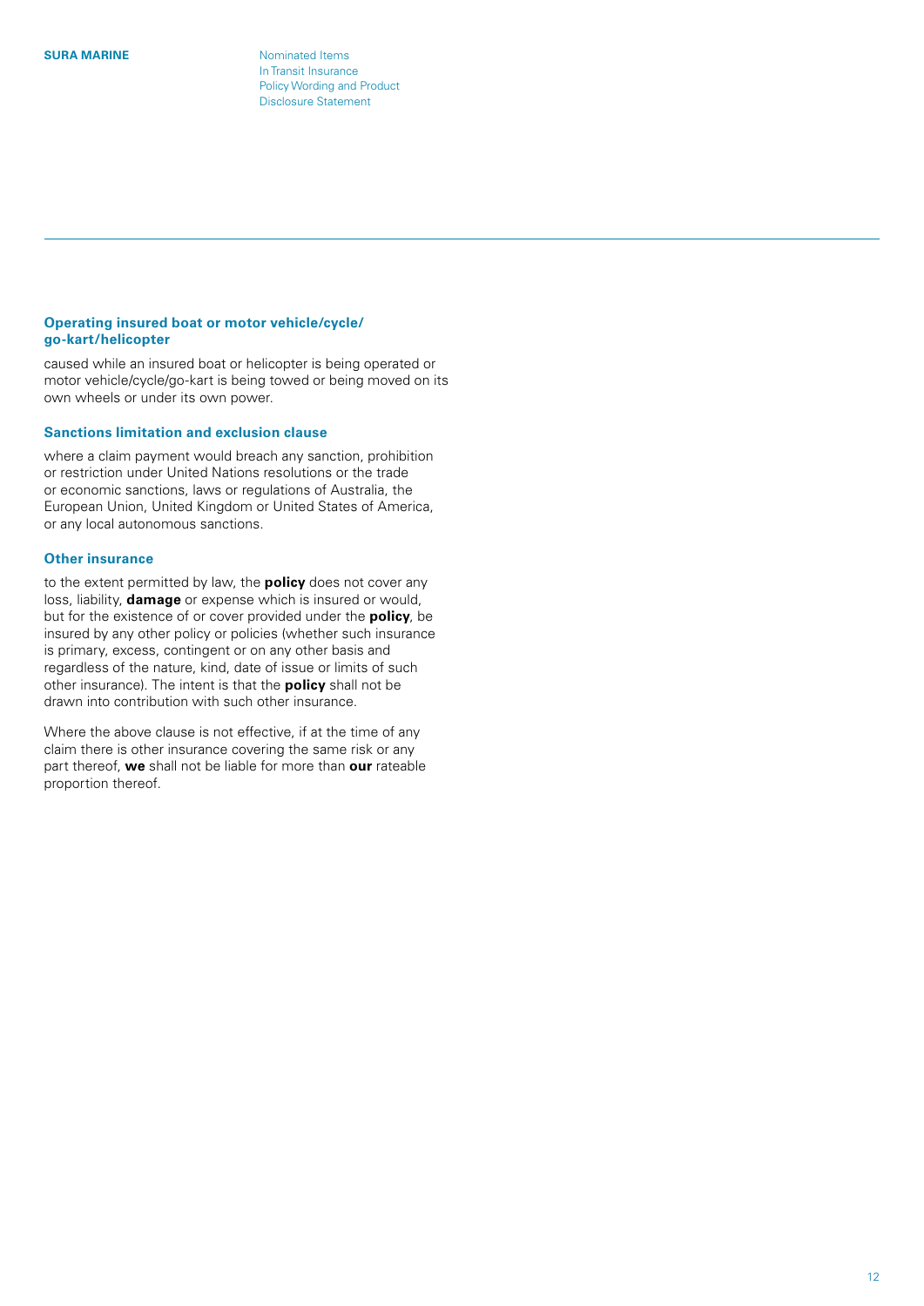### Operating insured boat or motor vehicle/cycle/go-kart/helicopter

caused while an insured boat or helicopter is being operated or motor vehicle/cycle/go-kart is being towed or being moved on its own wheels or under its own power.

### Sanctions limitation and exclusion clause

where a claim payment would breach any sanction, prohibition or restriction under United Nations resolutions or the trade or economic sanctions, laws or regulations of Australia, the European Union, United Kingdom or United States of America, or any local autonomous sanctions.

### Other insurance

to the extent permitted by law, the **policy** does not cover any loss, liability, **damage** or expense which is insured or would, but for the existence of or cover provided under the **policy**, be insured by any other policy or policies (whether such insurance is primary, excess, contingent or on any other basis and regardless of the nature, kind, date of issue or limits of such other insurance). The intent is that the **policy** shall not be drawn into contribution with such other insurance.

Where the above clause is not effective, if at the time of any claim there is other insurance covering the same risk or any part thereof, **we** shall not be liable for more than **our** rateable proportion thereof.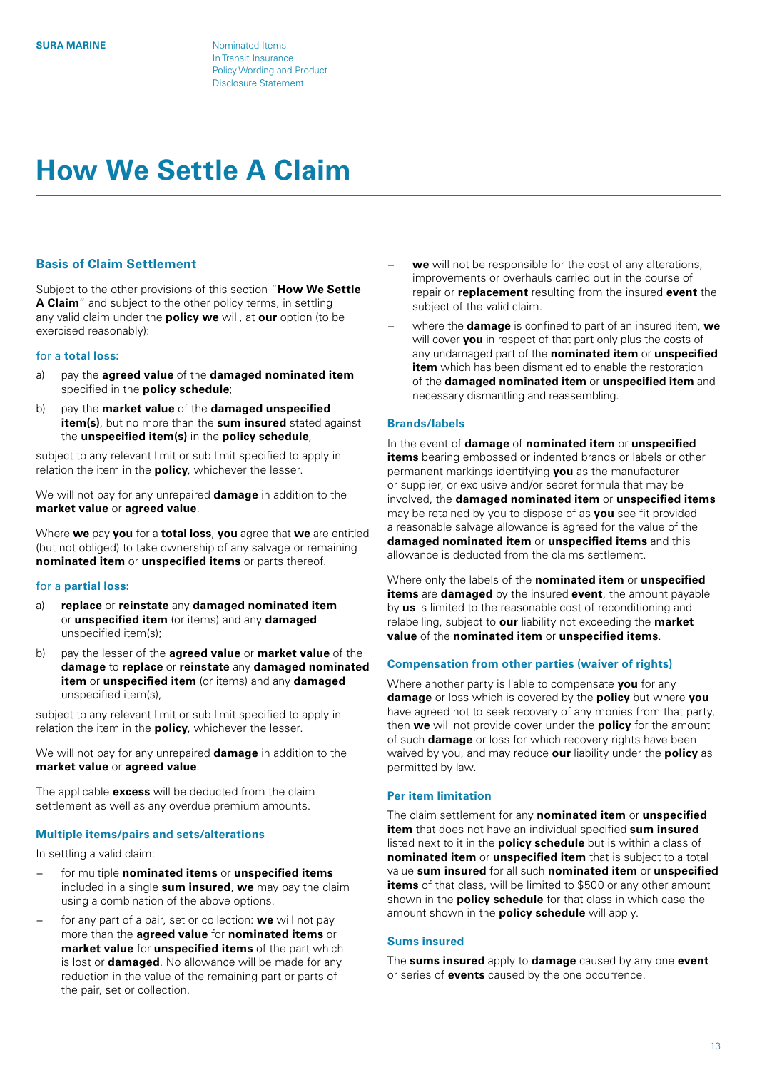# How We Settle A Claim

### Basis of Claim Settlement

Subject to the other provisions of this section "**How We Settle A Claim**" and subject to the other policy terms, in settling any valid claim under the **policy we** will, at **our** option (to be exercised reasonably):

for a **total loss:**

a) pay the **agreed value** of the **damaged nominated item** specified in the **policy schedule**;

b) pay the **market value** of the **damaged unspecified item(s)**, but no more than the **sum insured** stated against the **unspecified item(s)** in the **policy schedule**,

subject to any relevant limit or sub limit specified to apply in relation the item in the **policy**, whichever the lesser.

We will not pay for any unrepaired **damage** in addition to the **market value** or **agreed value**.

Where **we** pay **you** for a **total loss**, **you** agree that **we** are entitled (but not obliged) to take ownership of any salvage or remaining **nominated item** or **unspecified items** or parts thereof.

for a **partial loss:**

a) **replace** or **reinstate** any **damaged nominated item** or **unspecified item** (or items) and any **damaged** unspecified item(s);

b) pay the lesser of the **agreed value** or **market value** of the **damage** to **replace** or **reinstate** any **damaged nominated item** or **unspecified item** (or items) and any **damaged** unspecified item(s),

subject to any relevant limit or sub limit specified to apply in relation the item in the **policy**, whichever the lesser.

We will not pay for any unrepaired **damage** in addition to the **market value** or **agreed value**.

The applicable **excess** will be deducted from the claim settlement as well as any overdue premium amounts.

### Multiple items/pairs and sets/alterations

In settling a valid claim:

- for multiple **nominated items** or **unspecified items** included in a single **sum insured**, **we** may pay the claim using a combination of the above options.
- for any part of a pair, set or collection: **we** will not pay more than the **agreed value** for **nominated items** or **market value** for **unspecified items** of the part which is lost or **damaged**. No allowance will be made for any reduction in the value of the remaining part or parts of the pair, set or collection.
- **we** will not be responsible for the cost of any alterations, improvements or overhauls carried out in the course of repair or **replacement** resulting from the insured **event** the subject of the valid claim.
- where the **damage** is confined to part of an insured item, **we** will cover **you** in respect of that part only plus the costs of any undamaged part of the **nominated item** or **unspecified item** which has been dismantled to enable the restoration of the **damaged nominated item** or **unspecified item** and necessary dismantling and reassembling.

### Brands/labels

In the event of **damage** of **nominated item** or **unspecified items** bearing embossed or indented brands or labels or other permanent markings identifying **you** as the manufacturer or supplier, or exclusive and/or secret formula that may be involved, the **damaged nominated item** or **unspecified items** may be retained by you to dispose of as **you** see fit provided a reasonable salvage allowance is agreed for the value of the **damaged nominated item** or **unspecified items** and this allowance is deducted from the claims settlement.

Where only the labels of the **nominated item** or **unspecified items** are **damaged** by the insured **event**, the amount payable by **us** is limited to the reasonable cost of reconditioning and relabelling, subject to **our** liability not exceeding the **market value** of the **nominated item** or **unspecified items**.

### Compensation from other parties (waiver of rights)

Where another party is liable to compensate **you** for any **damage** or loss which is covered by the **policy** but where **you** have agreed not to seek recovery of any monies from that party, then **we** will not provide cover under the **policy** for the amount of such **damage** or loss for which recovery rights have been waived by you, and may reduce **our** liability under the **policy** as permitted by law.

### Per item limitation

The claim settlement for any **nominated item** or **unspecified item** that does not have an individual specified **sum insured** listed next to it in the **policy schedule** but is within a class of **nominated item** or **unspecified item** that is subject to a total value **sum insured** for all such **nominated item** or **unspecified items** of that class, will be limited to $500 or any other amount shown in the **policy schedule** for that class in which case the amount shown in the **policy schedule** will apply.

### Sums insured

The **sums insured** apply to **damage** caused by any one **event** or series of **events** caused by the one occurrence.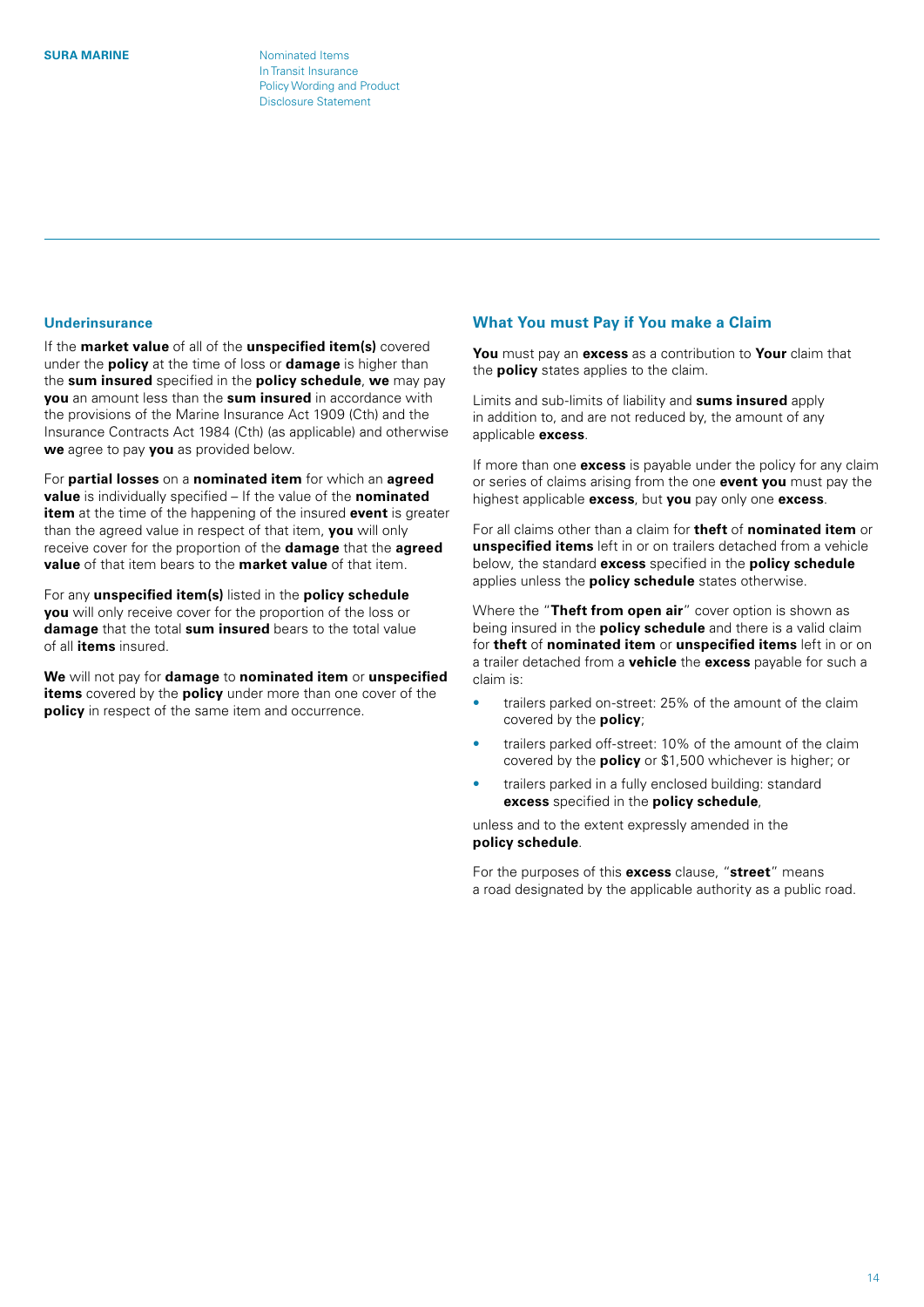### Underinsurance

If the **market value** of all of the **unspecified item(s)** covered under the **policy** at the time of loss or **damage** is higher than the **sum insured** specified in the **policy schedule**, **we** may pay **you** an amount less than the **sum insured** in accordance with the provisions of the Marine Insurance Act 1909 (Cth) and the Insurance Contracts Act 1984 (Cth) (as applicable) and otherwise **we** agree to pay **you** as provided below.

For **partial losses** on a **nominated item** for which an **agreed value** is individually specified – If the value of the **nominated item** at the time of the happening of the insured **event** is greater than the agreed value in respect of that item, **you** will only receive cover for the proportion of the **damage** that the **agreed value** of that item bears to the **market value** of that item.

For any **unspecified item(s)** listed in the **policy schedule you** will only receive cover for the proportion of the loss or **damage** that the total **sum insured** bears to the total value of all **items** insured.

**We** will not pay for **damage** to **nominated item** or **unspecified items** covered by the **policy** under more than one cover of the **policy** in respect of the same item and occurrence.

## What You must Pay if You make a Claim

**You** must pay an **excess** as a contribution to **Your** claim that the **policy** states applies to the claim.

Limits and sub-limits of liability and **sums insured** apply in addition to, and are not reduced by, the amount of any applicable **excess**.

If more than one **excess** is payable under the policy for any claim or series of claims arising from the one **event you** must pay the highest applicable **excess**, but **you** pay only one **excess**.

For all claims other than a claim for **theft** of **nominated item** or **unspecified items** left in or on trailers detached from a vehicle below, the standard **excess** specified in the **policy schedule** applies unless the **policy schedule** states otherwise.

Where the "**Theft from open air**" cover option is shown as being insured in the **policy schedule** and there is a valid claim for **theft** of **nominated item** or **unspecified items** left in or on a trailer detached from a **vehicle** the **excess** payable for such a claim is:

- trailers parked on-street: 25% of the amount of the claim covered by the **policy**;
- trailers parked off-street: 10% of the amount of the claim covered by the **policy** or $1,500 whichever is higher; or
- trailers parked in a fully enclosed building: standard **excess** specified in the **policy schedule**,

unless and to the extent expressly amended in the **policy schedule**.

For the purposes of this **excess** clause, "**street**" means a road designated by the applicable authority as a public road.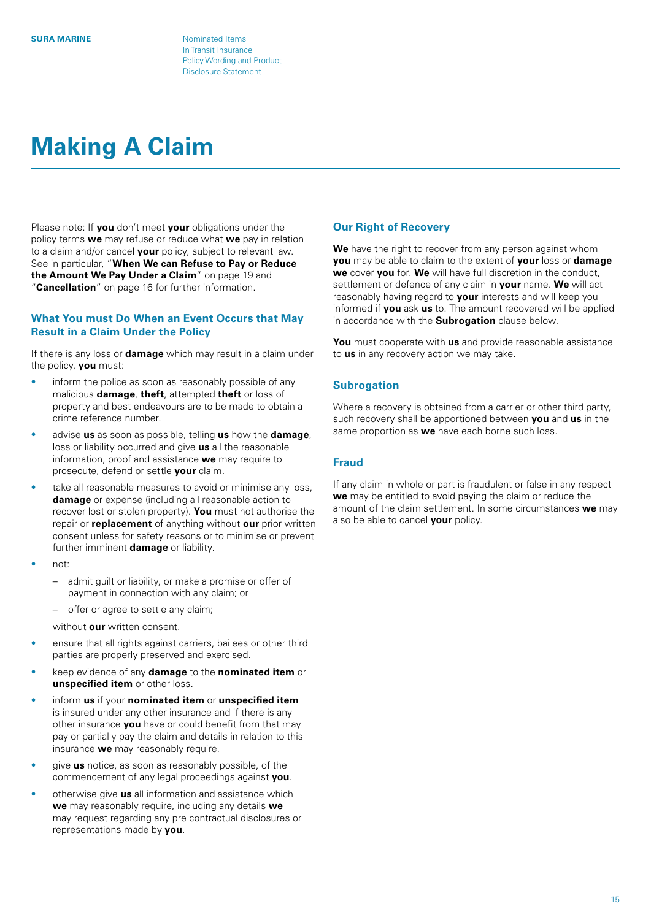# Making A Claim

Please note: If **you** don't meet **your** obligations under the policy terms **we** may refuse or reduce what **we** pay in relation to a claim and/or cancel **your** policy, subject to relevant law. See in particular, "**When We can Refuse to Pay or Reduce the Amount We Pay Under a Claim**" on page 19 and "**Cancellation**" on page 16 for further information.

## What You must Do When an Event Occurs that May Result in a Claim Under the Policy

If there is any loss or **damage** which may result in a claim under the policy, **you** must:

- inform the police as soon as reasonably possible of any malicious **damage**, **theft**, attempted **theft** or loss of property and best endeavours are to be made to obtain a crime reference number.
- advise **us** as soon as possible, telling **us** how the **damage**, loss or liability occurred and give **us** all the reasonable information, proof and assistance **we** may require to prosecute, defend or settle **your** claim.
- take all reasonable measures to avoid or minimise any loss, **damage** or expense (including all reasonable action to recover lost or stolen property). **You** must not authorise the repair or **replacement** of anything without **our** prior written consent unless for safety reasons or to minimise or prevent further imminent **damage** or liability.
- not:
  - admit guilt or liability, or make a promise or offer of payment in connection with any claim; or
  - offer or agree to settle any claim;

  without **our** written consent.
- ensure that all rights against carriers, bailees or other third parties are properly preserved and exercised.
- keep evidence of any **damage** to the **nominated item** or **unspecified item** or other loss.
- inform **us** if your **nominated item** or **unspecified item** is insured under any other insurance and if there is any other insurance **you** have or could benefit from that may pay or partially pay the claim and details in relation to this insurance **we** may reasonably require.
- give **us** notice, as soon as reasonably possible, of the commencement of any legal proceedings against **you**.
- otherwise give **us** all information and assistance which **we** may reasonably require, including any details **we** may request regarding any pre contractual disclosures or representations made by **you**.

## Our Right of Recovery

**We** have the right to recover from any person against whom **you** may be able to claim to the extent of **your** loss or **damage** **we** cover **you** for. **We** will have full discretion in the conduct, settlement or defence of any claim in **your** name. **We** will act reasonably having regard to **your** interests and will keep you informed if **you** ask **us** to. The amount recovered will be applied in accordance with the **Subrogation** clause below.

**You** must cooperate with **us** and provide reasonable assistance to **us** in any recovery action we may take.

## Subrogation

Where a recovery is obtained from a carrier or other third party, such recovery shall be apportioned between **you** and **us** in the same proportion as **we** have each borne such loss.

## Fraud

If any claim in whole or part is fraudulent or false in any respect **we** may be entitled to avoid paying the claim or reduce the amount of the claim settlement. In some circumstances **we** may also be able to cancel **your** policy.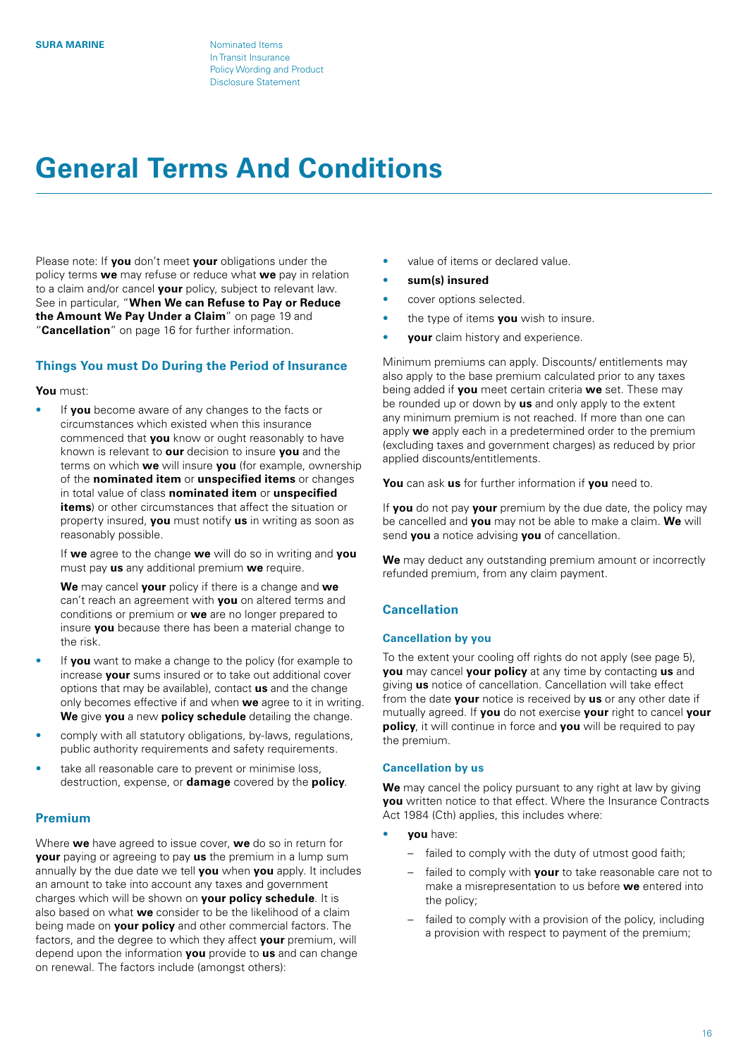# General Terms And Conditions

Please note: If **you** don't meet **your** obligations under the policy terms **we** may refuse or reduce what **we** pay in relation to a claim and/or cancel **your** policy, subject to relevant law. See in particular, "**When We can Refuse to Pay or Reduce the Amount We Pay Under a Claim**" on page 19 and "**Cancellation**" on page 16 for further information.

## Things You must Do During the Period of Insurance

**You** must:

- If **you** become aware of any changes to the facts or circumstances which existed when this insurance commenced that **you** know or ought reasonably to have known is relevant to **our** decision to insure **you** and the terms on which **we** will insure **you** (for example, ownership of the **nominated item** or **unspecified items** or changes in total value of class **nominated item** or **unspecified items**) or other circumstances that affect the situation or property insured, **you** must notify **us** in writing as soon as reasonably possible.

  If **we** agree to the change **we** will do so in writing and **you** must pay **us** any additional premium **we** require.

  **We** may cancel **your** policy if there is a change and **we** can't reach an agreement with **you** on altered terms and conditions or premium or **we** are no longer prepared to insure **you** because there has been a material change to the risk.
- If **you** want to make a change to the policy (for example to increase **your** sums insured or to take out additional cover options that may be available), contact **us** and the change only becomes effective if and when **we** agree to it in writing. **We** give **you** a new **policy schedule** detailing the change.
- comply with all statutory obligations, by-laws, regulations, public authority requirements and safety requirements.
- take all reasonable care to prevent or minimise loss, destruction, expense, or **damage** covered by the **policy**.

## Premium

Where **we** have agreed to issue cover, **we** do so in return for **your** paying or agreeing to pay **us** the premium in a lump sum annually by the due date we tell **you** when **you** apply. It includes an amount to take into account any taxes and government charges which will be shown on **your policy schedule**. It is also based on what **we** consider to be the likelihood of a claim being made on **your policy** and other commercial factors. The factors, and the degree to which they affect **your** premium, will depend upon the information **you** provide to **us** and can change on renewal. The factors include (amongst others):

- value of items or declared value.
- **sum(s) insured**
- cover options selected.
- the type of items **you** wish to insure.
- **your** claim history and experience.

Minimum premiums can apply. Discounts/ entitlements may also apply to the base premium calculated prior to any taxes being added if **you** meet certain criteria **we** set. These may be rounded up or down by **us** and only apply to the extent any minimum premium is not reached. If more than one can apply **we** apply each in a predetermined order to the premium (excluding taxes and government charges) as reduced by prior applied discounts/entitlements.

**You** can ask **us** for further information if **you** need to.

If **you** do not pay **your** premium by the due date, the policy may be cancelled and **you** may not be able to make a claim. **We** will send **you** a notice advising **you** of cancellation.

**We** may deduct any outstanding premium amount or incorrectly refunded premium, from any claim payment.

## Cancellation

### Cancellation by you

To the extent your cooling off rights do not apply (see page 5), **you** may cancel **your policy** at any time by contacting **us** and giving **us** notice of cancellation. Cancellation will take effect from the date **your** notice is received by **us** or any other date if mutually agreed. If **you** do not exercise **your** right to cancel **your policy**, it will continue in force and **you** will be required to pay the premium.

### Cancellation by us

**We** may cancel the policy pursuant to any right at law by giving **you** written notice to that effect. Where the Insurance Contracts Act 1984 (Cth) applies, this includes where:

- **you** have:
  - failed to comply with the duty of utmost good faith;
  - failed to comply with **your** to take reasonable care not to make a misrepresentation to us before **we** entered into the policy;
  - failed to comply with a provision of the policy, including a provision with respect to payment of the premium;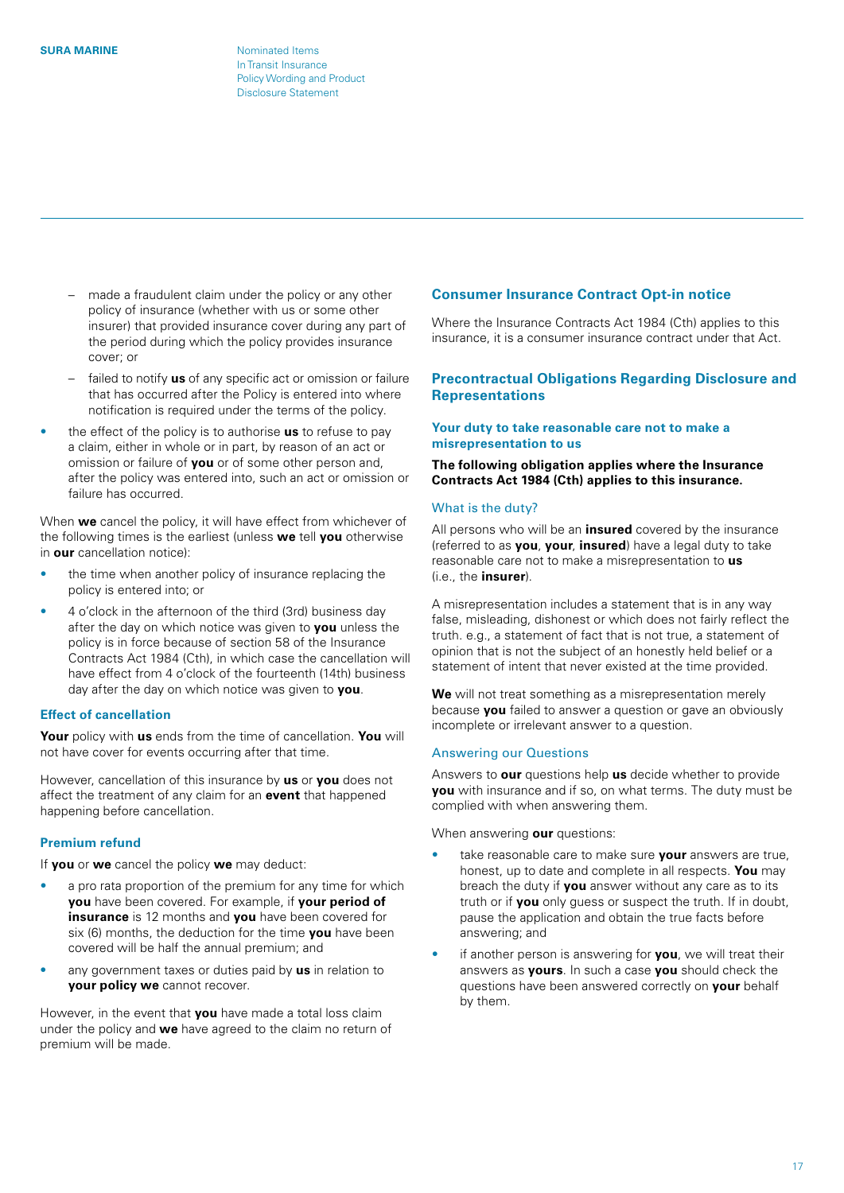- made a fraudulent claim under the policy or any other policy of insurance (whether with us or some other insurer) that provided insurance cover during any part of the period during which the policy provides insurance cover; or
  - failed to notify **us** of any specific act or omission or failure that has occurred after the Policy is entered into where notification is required under the terms of the policy.
- the effect of the policy is to authorise **us** to refuse to pay a claim, either in whole or in part, by reason of an act or omission or failure of **you** or of some other person and, after the policy was entered into, such an act or omission or failure has occurred.

When **we** cancel the policy, it will have effect from whichever of the following times is the earliest (unless **we** tell **you** otherwise in **our** cancellation notice):

- the time when another policy of insurance replacing the policy is entered into; or
- 4 o'clock in the afternoon of the third (3rd) business day after the day on which notice was given to **you** unless the policy is in force because of section 58 of the Insurance Contracts Act 1984 (Cth), in which case the cancellation will have effect from 4 o'clock of the fourteenth (14th) business day after the day on which notice was given to **you**.

### Effect of cancellation

**Your** policy with **us** ends from the time of cancellation. **You** will not have cover for events occurring after that time.

However, cancellation of this insurance by **us** or **you** does not affect the treatment of any claim for an **event** that happened happening before cancellation.

### Premium refund

If **you** or **we** cancel the policy **we** may deduct:

- a pro rata proportion of the premium for any time for which **you** have been covered. For example, if **your period of insurance** is 12 months and **you** have been covered for six (6) months, the deduction for the time **you** have been covered will be half the annual premium; and
- any government taxes or duties paid by **us** in relation to **your policy we** cannot recover.

However, in the event that **you** have made a total loss claim under the policy and **we** have agreed to the claim no return of premium will be made.

## Consumer Insurance Contract Opt-in notice

Where the Insurance Contracts Act 1984 (Cth) applies to this insurance, it is a consumer insurance contract under that Act.

## Precontractual Obligations Regarding Disclosure and Representations

### Your duty to take reasonable care not to make a misrepresentation to us

**The following obligation applies where the Insurance Contracts Act 1984 (Cth) applies to this insurance.**

#### What is the duty?

All persons who will be an **insured** covered by the insurance (referred to as **you**, **your**, **insured**) have a legal duty to take reasonable care not to make a misrepresentation to **us** (i.e., the **insurer**).

A misrepresentation includes a statement that is in any way false, misleading, dishonest or which does not fairly reflect the truth. e.g., a statement of fact that is not true, a statement of opinion that is not the subject of an honestly held belief or a statement of intent that never existed at the time provided.

**We** will not treat something as a misrepresentation merely because **you** failed to answer a question or gave an obviously incomplete or irrelevant answer to a question.

#### Answering our Questions

Answers to **our** questions help **us** decide whether to provide **you** with insurance and if so, on what terms. The duty must be complied with when answering them.

When answering **our** questions:

- take reasonable care to make sure **your** answers are true, honest, up to date and complete in all respects. **You** may breach the duty if **you** answer without any care as to its truth or if **you** only guess or suspect the truth. If in doubt, pause the application and obtain the true facts before answering; and
- if another person is answering for **you**, we will treat their answers as **yours**. In such a case **you** should check the questions have been answered correctly on **your** behalf by them.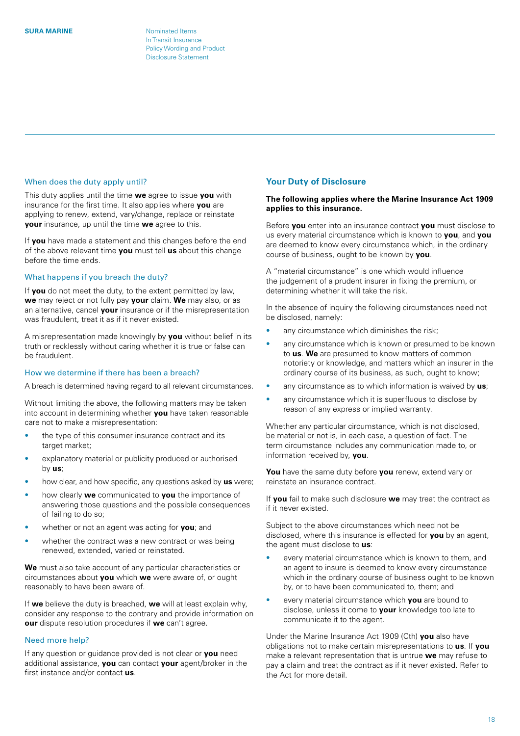### When does the duty apply until?

This duty applies until the time **we** agree to issue **you** with insurance for the first time. It also applies where **you** are applying to renew, extend, vary/change, replace or reinstate **your** insurance, up until the time **we** agree to this.

If **you** have made a statement and this changes before the end of the above relevant time **you** must tell **us** about this change before the time ends.

### What happens if you breach the duty?

If **you** do not meet the duty, to the extent permitted by law, **we** may reject or not fully pay **your** claim. **We** may also, or as an alternative, cancel **your** insurance or if the misrepresentation was fraudulent, treat it as if it never existed.

A misrepresentation made knowingly by **you** without belief in its truth or recklessly without caring whether it is true or false can be fraudulent.

### How we determine if there has been a breach?

A breach is determined having regard to all relevant circumstances.

Without limiting the above, the following matters may be taken into account in determining whether **you** have taken reasonable care not to make a misrepresentation:

- the type of this consumer insurance contract and its target market;
- explanatory material or publicity produced or authorised by **us**;
- how clear, and how specific, any questions asked by **us** were;
- how clearly **we** communicated to **you** the importance of answering those questions and the possible consequences of failing to do so;
- whether or not an agent was acting for **you**; and
- whether the contract was a new contract or was being renewed, extended, varied or reinstated.

**We** must also take account of any particular characteristics or circumstances about **you** which **we** were aware of, or ought reasonably to have been aware of.

If **we** believe the duty is breached, **we** will at least explain why, consider any response to the contrary and provide information on **our** dispute resolution procedures if **we** can't agree.

### Need more help?

If any question or guidance provided is not clear or **you** need additional assistance, **you** can contact **your** agent/broker in the first instance and/or contact **us**.

## Your Duty of Disclosure

**The following applies where the Marine Insurance Act 1909 applies to this insurance.**

Before **you** enter into an insurance contract **you** must disclose to us every material circumstance which is known to **you**, and **you** are deemed to know every circumstance which, in the ordinary course of business, ought to be known by **you**.

A "material circumstance" is one which would influence the judgement of a prudent insurer in fixing the premium, or determining whether it will take the risk.

In the absence of inquiry the following circumstances need not be disclosed, namely:

- any circumstance which diminishes the risk;
- any circumstance which is known or presumed to be known to **us**. **We** are presumed to know matters of common notoriety or knowledge, and matters which an insurer in the ordinary course of its business, as such, ought to know;
- any circumstance as to which information is waived by **us**;
- any circumstance which it is superfluous to disclose by reason of any express or implied warranty.

Whether any particular circumstance, which is not disclosed, be material or not is, in each case, a question of fact. The term circumstance includes any communication made to, or information received by, **you**.

**You** have the same duty before **you** renew, extend vary or reinstate an insurance contract.

If **you** fail to make such disclosure **we** may treat the contract as if it never existed.

Subject to the above circumstances which need not be disclosed, where this insurance is effected for **you** by an agent, the agent must disclose to **us**:

- every material circumstance which is known to them, and an agent to insure is deemed to know every circumstance which in the ordinary course of business ought to be known by, or to have been communicated to, them; and
- every material circumstance which **you** are bound to disclose, unless it come to **your** knowledge too late to communicate it to the agent.

Under the Marine Insurance Act 1909 (Cth) **you** also have obligations not to make certain misrepresentations to **us**. If **you** make a relevant representation that is untrue **we** may refuse to pay a claim and treat the contract as if it never existed. Refer to the Act for more detail.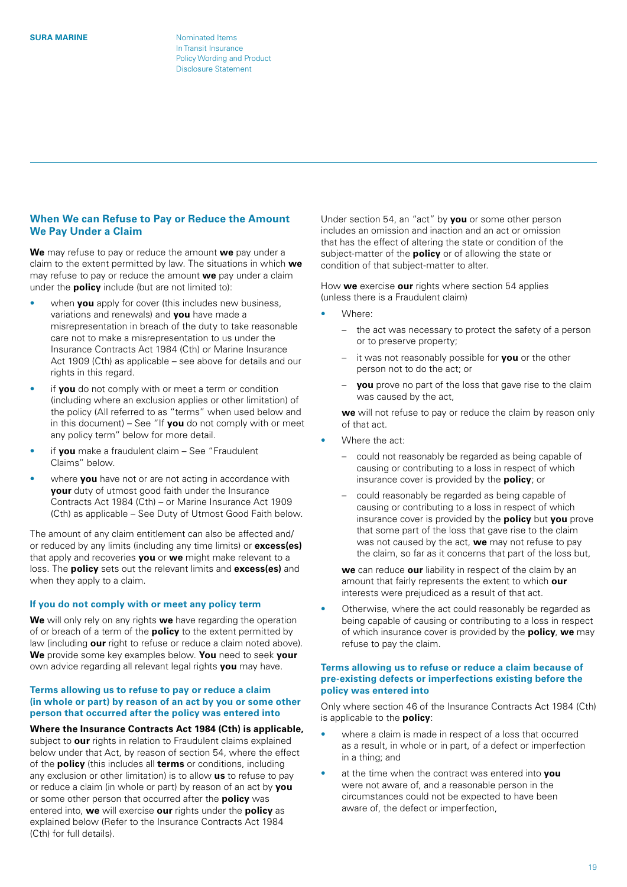## When We can Refuse to Pay or Reduce the Amount We Pay Under a Claim

**We** may refuse to pay or reduce the amount **we** pay under a claim to the extent permitted by law. The situations in which **we** may refuse to pay or reduce the amount **we** pay under a claim under the **policy** include (but are not limited to):

- when **you** apply for cover (this includes new business, variations and renewals) and **you** have made a misrepresentation in breach of the duty to take reasonable care not to make a misrepresentation to us under the Insurance Contracts Act 1984 (Cth) or Marine Insurance Act 1909 (Cth) as applicable – see above for details and our rights in this regard.
- if **you** do not comply with or meet a term or condition (including where an exclusion applies or other limitation) of the policy (All referred to as "terms" when used below and in this document) – See "If **you** do not comply with or meet any policy term" below for more detail.
- if **you** make a fraudulent claim – See "Fraudulent Claims" below.
- where **you** have not or are not acting in accordance with **your** duty of utmost good faith under the Insurance Contracts Act 1984 (Cth) – or Marine Insurance Act 1909 (Cth) as applicable – See Duty of Utmost Good Faith below.

The amount of any claim entitlement can also be affected and/or reduced by any limits (including any time limits) or **excess(es)** that apply and recoveries **you** or **we** might make relevant to a loss. The **policy** sets out the relevant limits and **excess(es)** and when they apply to a claim.

### If you do not comply with or meet any policy term

**We** will only rely on any rights **we** have regarding the operation of or breach of a term of the **policy** to the extent permitted by law (including **our** right to refuse or reduce a claim noted above). **We** provide some key examples below. **You** need to seek **your** own advice regarding all relevant legal rights **you** may have.

### Terms allowing us to refuse to pay or reduce a claim (in whole or part) by reason of an act by you or some other person that occurred after the policy was entered into

**Where the Insurance Contracts Act 1984 (Cth) is applicable,** subject to **our** rights in relation to Fraudulent claims explained below under that Act, by reason of section 54, where the effect of the **policy** (this includes all **terms** or conditions, including any exclusion or other limitation) is to allow **us** to refuse to pay or reduce a claim (in whole or part) by reason of an act by **you** or some other person that occurred after the **policy** was entered into, **we** will exercise **our** rights under the **policy** as explained below (Refer to the Insurance Contracts Act 1984 (Cth) for full details).

Under section 54, an "act" by **you** or some other person includes an omission and inaction and an act or omission that has the effect of altering the state or condition of the subject-matter of the **policy** or of allowing the state or condition of that subject-matter to alter.

How **we** exercise **our** rights where section 54 applies (unless there is a Fraudulent claim)

- Where:
  - the act was necessary to protect the safety of a person or to preserve property;
  - it was not reasonably possible for **you** or the other person not to do the act; or
  - **you** prove no part of the loss that gave rise to the claim was caused by the act,

  **we** will not refuse to pay or reduce the claim by reason only of that act.
- Where the act:
  - could not reasonably be regarded as being capable of causing or contributing to a loss in respect of which insurance cover is provided by the **policy**; or
  - could reasonably be regarded as being capable of causing or contributing to a loss in respect of which insurance cover is provided by the **policy** but **you** prove that some part of the loss that gave rise to the claim was not caused by the act, **we** may not refuse to pay the claim, so far as it concerns that part of the loss but,

  **we** can reduce **our** liability in respect of the claim by an amount that fairly represents the extent to which **our** interests were prejudiced as a result of that act.
- Otherwise, where the act could reasonably be regarded as being capable of causing or contributing to a loss in respect of which insurance cover is provided by the **policy**, **we** may refuse to pay the claim.

### Terms allowing us to refuse or reduce a claim because of pre-existing defects or imperfections existing before the policy was entered into

Only where section 46 of the Insurance Contracts Act 1984 (Cth) is applicable to the **policy**:

- where a claim is made in respect of a loss that occurred as a result, in whole or in part, of a defect or imperfection in a thing; and
- at the time when the contract was entered into **you** were not aware of, and a reasonable person in the circumstances could not be expected to have been aware of, the defect or imperfection,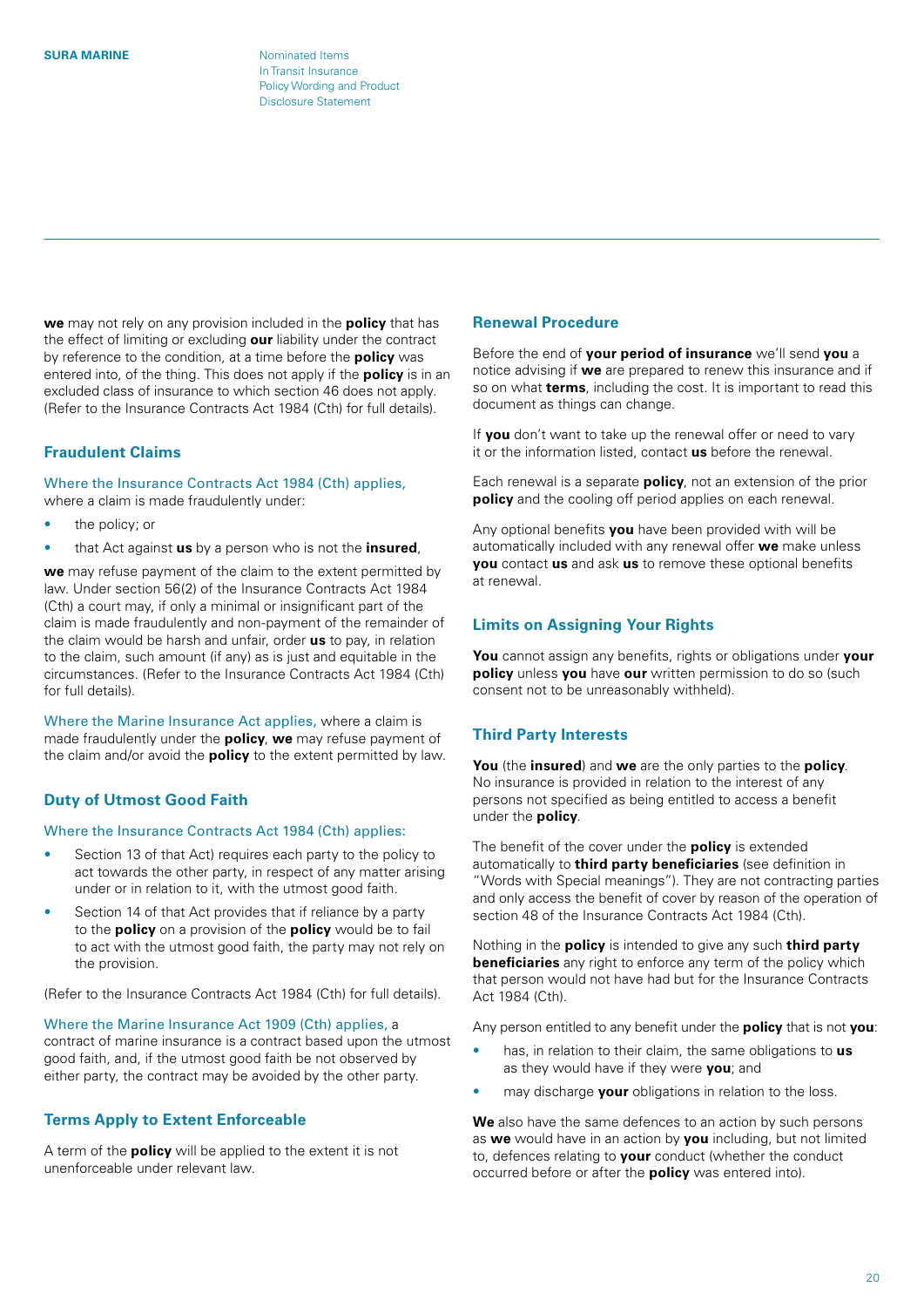**we** may not rely on any provision included in the **policy** that has the effect of limiting or excluding **our** liability under the contract by reference to the condition, at a time before the **policy** was entered into, of the thing. This does not apply if the **policy** is in an excluded class of insurance to which section 46 does not apply. (Refer to the Insurance Contracts Act 1984 (Cth) for full details).

## Fraudulent Claims

Where the Insurance Contracts Act 1984 (Cth) applies, where a claim is made fraudulently under:

- the policy; or
- that Act against **us** by a person who is not the **insured**,

**we** may refuse payment of the claim to the extent permitted by law. Under section 56(2) of the Insurance Contracts Act 1984 (Cth) a court may, if only a minimal or insignificant part of the claim is made fraudulently and non-payment of the remainder of the claim would be harsh and unfair, order **us** to pay, in relation to the claim, such amount (if any) as is just and equitable in the circumstances. (Refer to the Insurance Contracts Act 1984 (Cth) for full details).

Where the Marine Insurance Act applies, where a claim is made fraudulently under the **policy**, **we** may refuse payment of the claim and/or avoid the **policy** to the extent permitted by law.

## Duty of Utmost Good Faith

Where the Insurance Contracts Act 1984 (Cth) applies:

- Section 13 of that Act) requires each party to the policy to act towards the other party, in respect of any matter arising under or in relation to it, with the utmost good faith.
- Section 14 of that Act provides that if reliance by a party to the **policy** on a provision of the **policy** would be to fail to act with the utmost good faith, the party may not rely on the provision.

(Refer to the Insurance Contracts Act 1984 (Cth) for full details).

Where the Marine Insurance Act 1909 (Cth) applies, a contract of marine insurance is a contract based upon the utmost good faith, and, if the utmost good faith be not observed by either party, the contract may be avoided by the other party.

## Terms Apply to Extent Enforceable

A term of the **policy** will be applied to the extent it is not unenforceable under relevant law.

## Renewal Procedure

Before the end of **your period of insurance** we'll send **you** a notice advising if **we** are prepared to renew this insurance and if so on what **terms**, including the cost. It is important to read this document as things can change.

If **you** don't want to take up the renewal offer or need to vary it or the information listed, contact **us** before the renewal.

Each renewal is a separate **policy**, not an extension of the prior **policy** and the cooling off period applies on each renewal.

Any optional benefits **you** have been provided with will be automatically included with any renewal offer **we** make unless **you** contact **us** and ask **us** to remove these optional benefits at renewal.

## Limits on Assigning Your Rights

**You** cannot assign any benefits, rights or obligations under **your policy** unless **you** have **our** written permission to do so (such consent not to be unreasonably withheld).

## Third Party Interests

**You** (the **insured**) and **we** are the only parties to the **policy**. No insurance is provided in relation to the interest of any persons not specified as being entitled to access a benefit under the **policy**.

The benefit of the cover under the **policy** is extended automatically to **third party beneficiaries** (see definition in "Words with Special meanings"). They are not contracting parties and only access the benefit of cover by reason of the operation of section 48 of the Insurance Contracts Act 1984 (Cth).

Nothing in the **policy** is intended to give any such **third party beneficiaries** any right to enforce any term of the policy which that person would not have had but for the Insurance Contracts Act 1984 (Cth).

Any person entitled to any benefit under the **policy** that is not **you**:

- has, in relation to their claim, the same obligations to **us** as they would have if they were **you**; and
- may discharge **your** obligations in relation to the loss.

**We** also have the same defences to an action by such persons as **we** would have in an action by **you** including, but not limited to, defences relating to **your** conduct (whether the conduct occurred before or after the **policy** was entered into).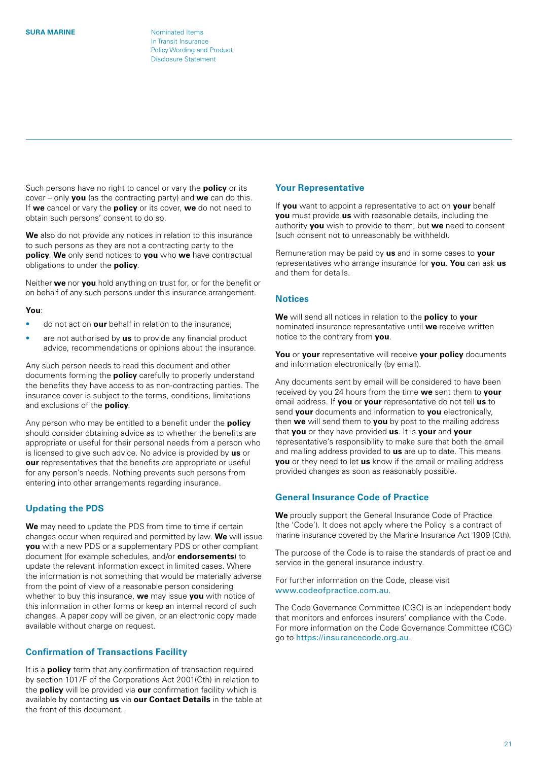Such persons have no right to cancel or vary the **policy** or its cover – only **you** (as the contracting party) and **we** can do this. If **we** cancel or vary the **policy** or its cover, **we** do not need to obtain such persons' consent to do so.

**We** also do not provide any notices in relation to this insurance to such persons as they are not a contracting party to the **policy**. **We** only send notices to **you** who **we** have contractual obligations to under the **policy**.

Neither **we** nor **you** hold anything on trust for, or for the benefit or on behalf of any such persons under this insurance arrangement.

**You**:

- do not act on **our** behalf in relation to the insurance;
- are not authorised by **us** to provide any financial product advice, recommendations or opinions about the insurance.

Any such person needs to read this document and other documents forming the **policy** carefully to properly understand the benefits they have access to as non-contracting parties. The insurance cover is subject to the terms, conditions, limitations and exclusions of the **policy**.

Any person who may be entitled to a benefit under the **policy** should consider obtaining advice as to whether the benefits are appropriate or useful for their personal needs from a person who is licensed to give such advice. No advice is provided by **us** or **our** representatives that the benefits are appropriate or useful for any person's needs. Nothing prevents such persons from entering into other arrangements regarding insurance.

## Updating the PDS

**We** may need to update the PDS from time to time if certain changes occur when required and permitted by law. **We** will issue **you** with a new PDS or a supplementary PDS or other compliant document (for example schedules, and/or **endorsements**) to update the relevant information except in limited cases. Where the information is not something that would be materially adverse from the point of view of a reasonable person considering whether to buy this insurance, **we** may issue **you** with notice of this information in other forms or keep an internal record of such changes. A paper copy will be given, or an electronic copy made available without charge on request.

## Confirmation of Transactions Facility

It is a **policy** term that any confirmation of transaction required by section 1017F of the Corporations Act 2001(Cth) in relation to the **policy** will be provided via **our** confirmation facility which is available by contacting **us** via **our Contact Details** in the table at the front of this document.

## Your Representative

If **you** want to appoint a representative to act on **your** behalf **you** must provide **us** with reasonable details, including the authority **you** wish to provide to them, but **we** need to consent (such consent not to unreasonably be withheld).

Remuneration may be paid by **us** and in some cases to **your** representatives who arrange insurance for **you**. **You** can ask **us** and them for details.

## Notices

**We** will send all notices in relation to the **policy** to **your** nominated insurance representative until **we** receive written notice to the contrary from **you**.

**You** or **your** representative will receive **your policy** documents and information electronically (by email).

Any documents sent by email will be considered to have been received by you 24 hours from the time **we** sent them to **your** email address. If **you** or **your** representative do not tell **us** to send **your** documents and information to **you** electronically, then **we** will send them to **you** by post to the mailing address that **you** or they have provided **us**. It is **your** and **your** representative's responsibility to make sure that both the email and mailing address provided to **us** are up to date. This means **you** or they need to let **us** know if the email or mailing address provided changes as soon as reasonably possible.

## General Insurance Code of Practice

**We** proudly support the General Insurance Code of Practice (the 'Code'). It does not apply where the Policy is a contract of marine insurance covered by the Marine Insurance Act 1909 (Cth).

The purpose of the Code is to raise the standards of practice and service in the general insurance industry.

For further information on the Code, please visit www.codeofpractice.com.au.

The Code Governance Committee (CGC) is an independent body that monitors and enforces insurers' compliance with the Code. For more information on the Code Governance Committee (CGC) go to https://insurancecode.org.au.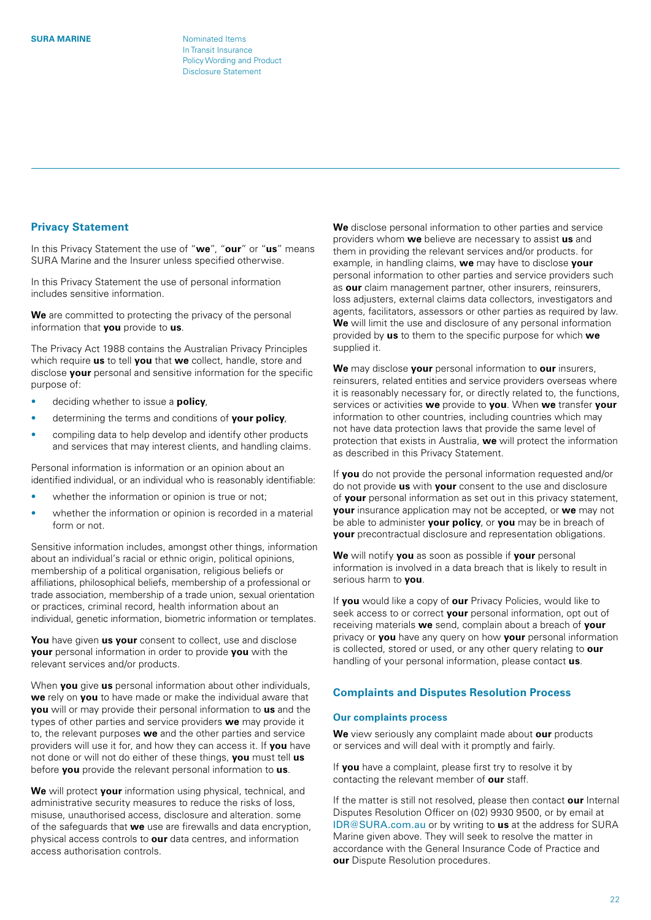## Privacy Statement

In this Privacy Statement the use of "**we**", "**our**" or "**us**" means SURA Marine and the Insurer unless specified otherwise.

In this Privacy Statement the use of personal information includes sensitive information.

**We** are committed to protecting the privacy of the personal information that **you** provide to **us**.

The Privacy Act 1988 contains the Australian Privacy Principles which require **us** to tell **you** that **we** collect, handle, store and disclose **your** personal and sensitive information for the specific purpose of:

- deciding whether to issue a **policy**,
- determining the terms and conditions of **your policy**,
- compiling data to help develop and identify other products and services that may interest clients, and handling claims.

Personal information is information or an opinion about an identified individual, or an individual who is reasonably identifiable:

- whether the information or opinion is true or not;
- whether the information or opinion is recorded in a material form or not.

Sensitive information includes, amongst other things, information about an individual's racial or ethnic origin, political opinions, membership of a political organisation, religious beliefs or affiliations, philosophical beliefs, membership of a professional or trade association, membership of a trade union, sexual orientation or practices, criminal record, health information about an individual, genetic information, biometric information or templates.

**You** have given **us your** consent to collect, use and disclose **your** personal information in order to provide **you** with the relevant services and/or products.

When **you** give **us** personal information about other individuals, **we** rely on **you** to have made or make the individual aware that **you** will or may provide their personal information to **us** and the types of other parties and service providers **we** may provide it to, the relevant purposes **we** and the other parties and service providers will use it for, and how they can access it. If **you** have not done or will not do either of these things, **you** must tell **us** before **you** provide the relevant personal information to **us**.

**We** will protect **your** information using physical, technical, and administrative security measures to reduce the risks of loss, misuse, unauthorised access, disclosure and alteration. some of the safeguards that **we** use are firewalls and data encryption, physical access controls to **our** data centres, and information access authorisation controls.

**We** disclose personal information to other parties and service providers whom **we** believe are necessary to assist **us** and them in providing the relevant services and/or products. for example, in handling claims, **we** may have to disclose **your** personal information to other parties and service providers such as **our** claim management partner, other insurers, reinsurers, loss adjusters, external claims data collectors, investigators and agents, facilitators, assessors or other parties as required by law. **We** will limit the use and disclosure of any personal information provided by **us** to them to the specific purpose for which **we** supplied it.

**We** may disclose **your** personal information to **our** insurers, reinsurers, related entities and service providers overseas where it is reasonably necessary for, or directly related to, the functions, services or activities **we** provide to **you**. When **we** transfer **your** information to other countries, including countries which may not have data protection laws that provide the same level of protection that exists in Australia, **we** will protect the information as described in this Privacy Statement.

If **you** do not provide the personal information requested and/or do not provide **us** with **your** consent to the use and disclosure of **your** personal information as set out in this privacy statement, **your** insurance application may not be accepted, or **we** may not be able to administer **your policy**, or **you** may be in breach of **your** precontractual disclosure and representation obligations.

**We** will notify **you** as soon as possible if **your** personal information is involved in a data breach that is likely to result in serious harm to **you**.

If **you** would like a copy of **our** Privacy Policies, would like to seek access to or correct **your** personal information, opt out of receiving materials **we** send, complain about a breach of **your** privacy or **you** have any query on how **your** personal information is collected, stored or used, or any other query relating to **our** handling of your personal information, please contact **us**.

## Complaints and Disputes Resolution Process

### Our complaints process

**We** view seriously any complaint made about **our** products or services and will deal with it promptly and fairly.

If **you** have a complaint, please first try to resolve it by contacting the relevant member of **our** staff.

If the matter is still not resolved, please then contact **our** Internal Disputes Resolution Officer on (02) 9930 9500, or by email at IDR@SURA.com.au or by writing to **us** at the address for SURA Marine given above. They will seek to resolve the matter in accordance with the General Insurance Code of Practice and **our** Dispute Resolution procedures.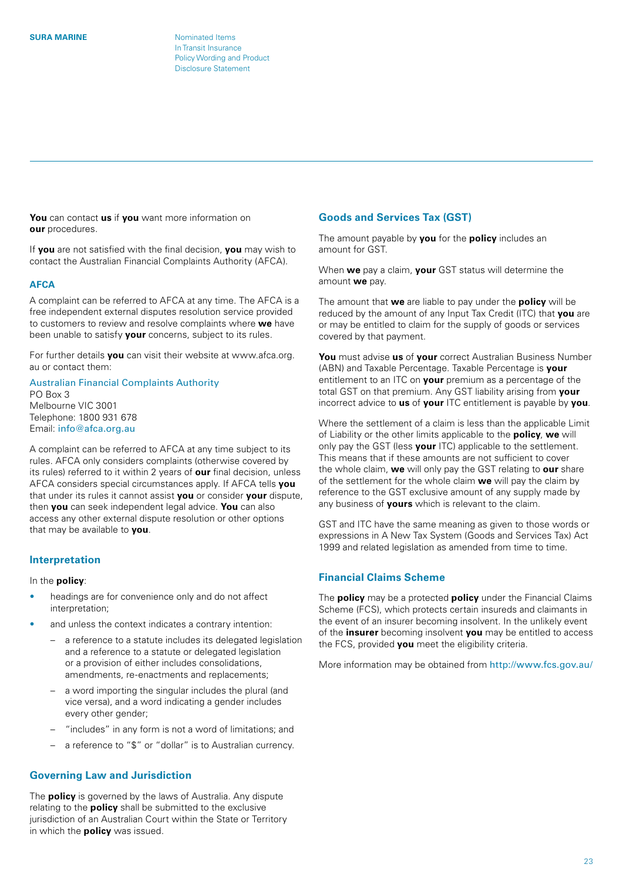**You** can contact **us** if **you** want more information on **our** procedures.

If **you** are not satisfied with the final decision, **you** may wish to contact the Australian Financial Complaints Authority (AFCA).

### AFCA

A complaint can be referred to AFCA at any time. The AFCA is a free independent external disputes resolution service provided to customers to review and resolve complaints where **we** have been unable to satisfy **your** concerns, subject to its rules.

For further details **you** can visit their website at www.afca.org.au or contact them:

Australian Financial Complaints Authority
PO Box 3
Melbourne VIC 3001
Telephone: 1800 931 678
Email: info@afca.org.au

A complaint can be referred to AFCA at any time subject to its rules. AFCA only considers complaints (otherwise covered by its rules) referred to it within 2 years of **our** final decision, unless AFCA considers special circumstances apply. If AFCA tells **you** that under its rules it cannot assist **you** or consider **your** dispute, then **you** can seek independent legal advice. **You** can also access any other external dispute resolution or other options that may be available to **you**.

## Interpretation

In the **policy**:

- headings are for convenience only and do not affect interpretation;
- and unless the context indicates a contrary intention:
  - a reference to a statute includes its delegated legislation and a reference to a statute or delegated legislation or a provision of either includes consolidations, amendments, re-enactments and replacements;
  - a word importing the singular includes the plural (and vice versa), and a word indicating a gender includes every other gender;
  - "includes" in any form is not a word of limitations; and
  - a reference to "$" or "dollar" is to Australian currency.

## Governing Law and Jurisdiction

The **policy** is governed by the laws of Australia. Any dispute relating to the **policy** shall be submitted to the exclusive jurisdiction of an Australian Court within the State or Territory in which the **policy** was issued.

## Goods and Services Tax (GST)

The amount payable by **you** for the **policy** includes an amount for GST.

When **we** pay a claim, **your** GST status will determine the amount **we** pay.

The amount that **we** are liable to pay under the **policy** will be reduced by the amount of any Input Tax Credit (ITC) that **you** are or may be entitled to claim for the supply of goods or services covered by that payment.

**You** must advise **us** of **your** correct Australian Business Number (ABN) and Taxable Percentage. Taxable Percentage is **your** entitlement to an ITC on **your** premium as a percentage of the total GST on that premium. Any GST liability arising from **your** incorrect advice to **us** of **your** ITC entitlement is payable by **you**.

Where the settlement of a claim is less than the applicable Limit of Liability or the other limits applicable to the **policy**, **we** will only pay the GST (less **your** ITC) applicable to the settlement. This means that if these amounts are not sufficient to cover the whole claim, **we** will only pay the GST relating to **our** share of the settlement for the whole claim **we** will pay the claim by reference to the GST exclusive amount of any supply made by any business of **yours** which is relevant to the claim.

GST and ITC have the same meaning as given to those words or expressions in A New Tax System (Goods and Services Tax) Act 1999 and related legislation as amended from time to time.

## Financial Claims Scheme

The **policy** may be a protected **policy** under the Financial Claims Scheme (FCS), which protects certain insureds and claimants in the event of an insurer becoming insolvent. In the unlikely event of the **insurer** becoming insolvent **you** may be entitled to access the FCS, provided **you** meet the eligibility criteria.

More information may be obtained from http://www.fcs.gov.au/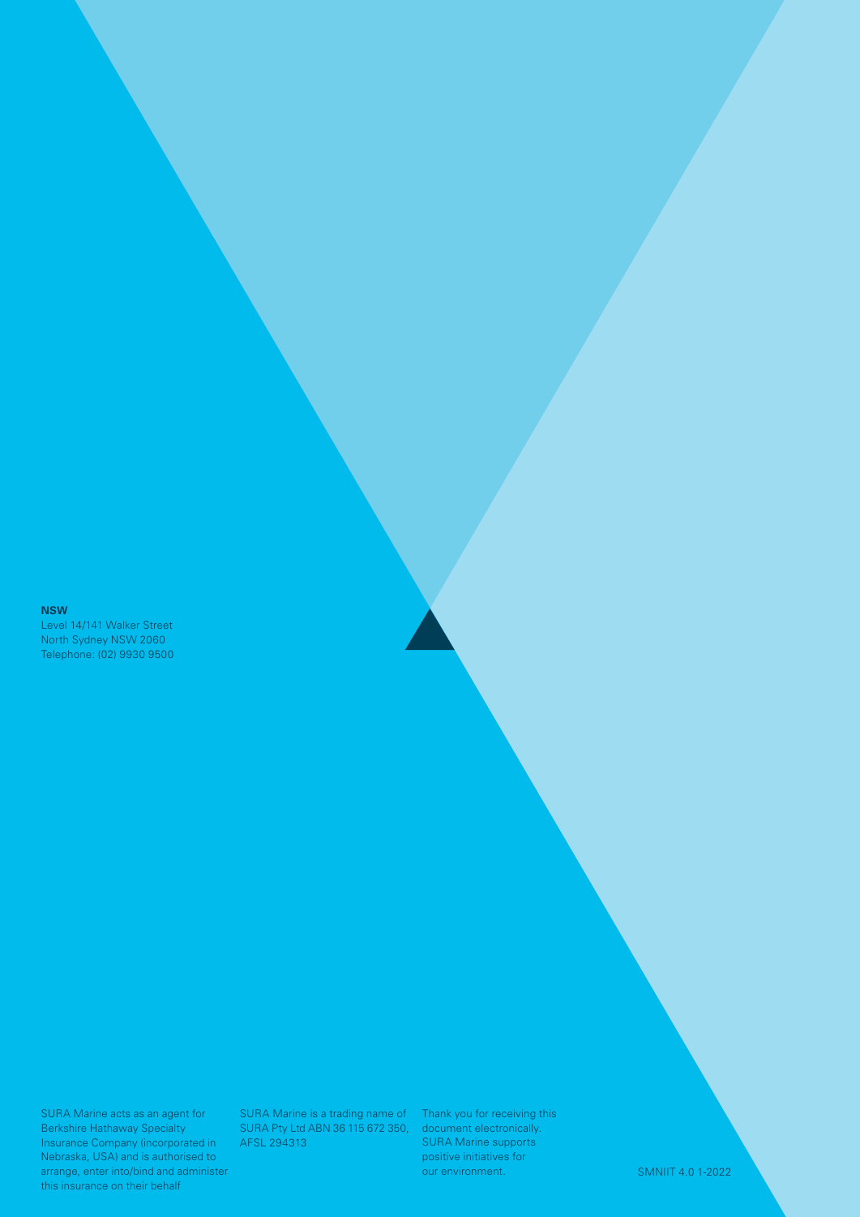**NSW**

Level 14/141 Walker Street
North Sydney NSW 2060
Telephone: (02) 9930 9500

SURA Marine acts as an agent for Berkshire Hathaway Specialty Insurance Company (incorporated in Nebraska, USA) and is authorised to arrange, enter into/bind and administer this insurance on their behalf

SURA Marine is a trading name of SURA Pty Ltd ABN 36 115 672 350, AFSL 294313

Thank you for receiving this document electronically. SURA Marine supports positive initiatives for our environment.

SMNIIT 4.0 1-2022